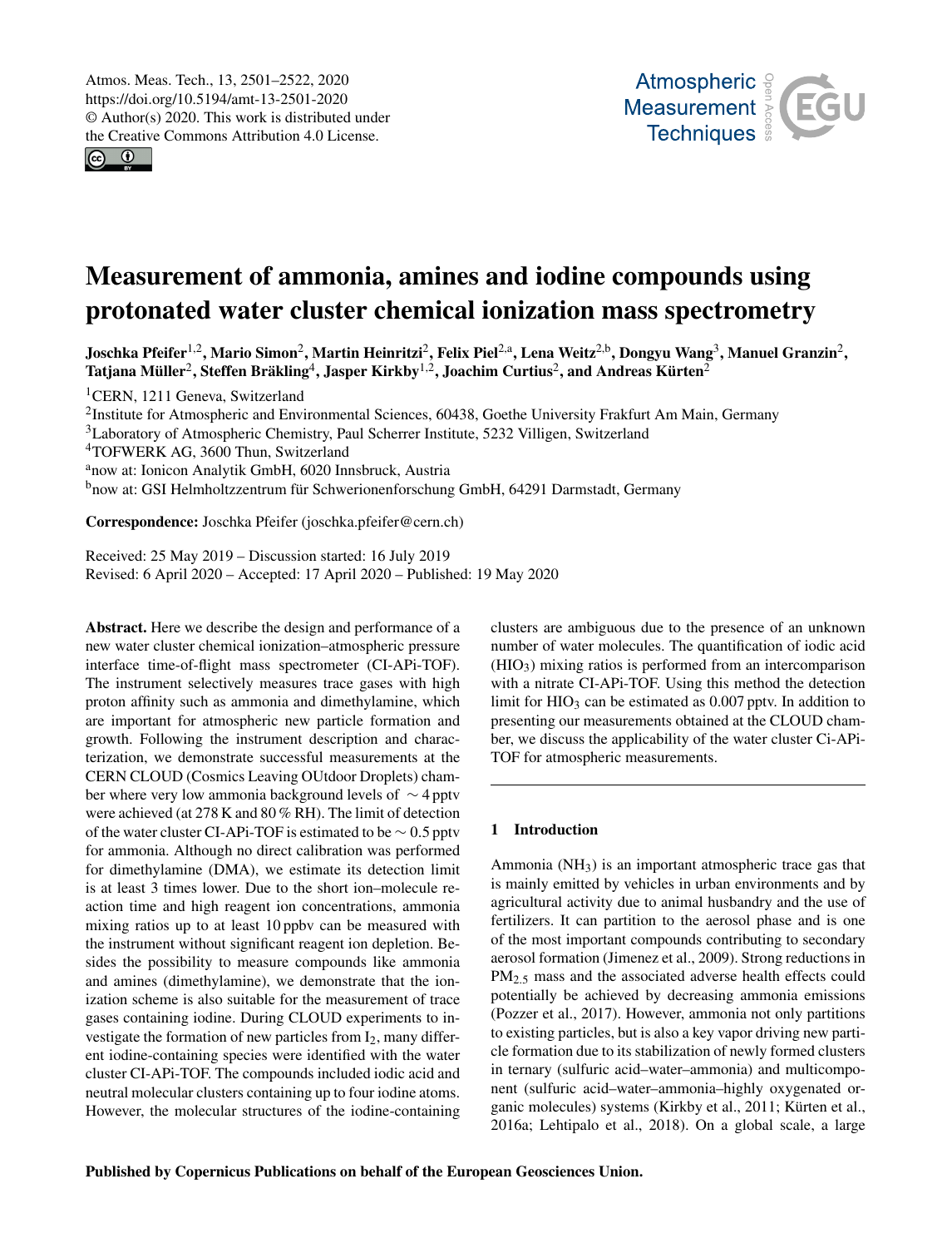# Measurement of ammonia, amines and iodine compounds using protonated water cluster chemical ionization mass spectrometry

**Joschka Pfeifer[1,2], Mario Simon[2], Martin Heinritzi[2], Felix Piel[2,a], Lena Weitz[2,b], Dongyu Wang[3], Manuel Granzin[2], Tatjana Müller[2], Steffen Bräkling[4], Jasper Kirkby[1,2], Joachim Curtius[2], and Andreas Kürten[2]**

[1]CERN, 1211 Geneva, Switzerland
[2]Institute for Atmospheric and Environmental Sciences, 60438, Goethe University Frankfurt Am Main, Germany
[3]Laboratory of Atmospheric Chemistry, Paul Scherrer Institute, 5232 Villigen, Switzerland
[4]TOFWERK AG, 3600 Thun, Switzerland
[a]now at: Ionicon Analytik GmbH, 6020 Innsbruck, Austria
[b]now at: GSI Helmholtzzentrum für Schwerionenforschung GmbH, 64291 Darmstadt, Germany

**Correspondence:** Joschka Pfeifer (joschka.pfeifer@cern.ch)

Received: 25 May 2019 – Discussion started: 16 July 2019
Revised: 6 April 2020 – Accepted: 17 April 2020 – Published: 19 May 2020

**Abstract.** Here we describe the design and performance of a new water cluster chemical ionization–atmospheric pressure interface time-of-flight mass spectrometer (CI-APi-TOF). The instrument selectively measures trace gases with high proton affinity such as ammonia and dimethylamine, which are important for atmospheric new particle formation and growth. Following the instrument description and characterization, we demonstrate successful measurements at the CERN CLOUD (Cosmics Leaving OUtdoor Droplets) chamber where very low ammonia background levels of $\sim 4$ pptv were achieved (at 278 K and 80 % RH). The limit of detection of the water cluster CI-APi-TOF is estimated to be $\sim 0.5$ pptv for ammonia. Although no direct calibration was performed for dimethylamine (DMA), we estimate its detection limit is at least 3 times lower. Due to the short ion–molecule reaction time and high reagent ion concentrations, ammonia mixing ratios up to at least 10 ppbv can be measured with the instrument without significant reagent ion depletion. Besides the possibility to measure compounds like ammonia and amines (dimethylamine), we demonstrate that the ionization scheme is also suitable for the measurement of trace gases containing iodine. During CLOUD experiments to investigate the formation of new particles from $I_2$, many different iodine-containing species were identified with the water cluster CI-APi-TOF. The compounds included iodic acid and neutral molecular clusters containing up to four iodine atoms. However, the molecular structures of the iodine-containing clusters are ambiguous due to the presence of an unknown number of water molecules. The quantification of iodic acid ($HIO_3$) mixing ratios is performed from an intercomparison with a nitrate CI-APi-TOF. Using this method the detection limit for $HIO_3$ can be estimated as 0.007 pptv. In addition to presenting our measurements obtained at the CLOUD chamber, we discuss the applicability of the water cluster Ci-APi-TOF for atmospheric measurements.

## 1 Introduction

Ammonia ($NH_3$) is an important atmospheric trace gas that is mainly emitted by vehicles in urban environments and by agricultural activity due to animal husbandry and the use of fertilizers. It can partition to the aerosol phase and is one of the most important compounds contributing to secondary aerosol formation (Jimenez et al., 2009). Strong reductions in $PM_{2.5}$ mass and the associated adverse health effects could potentially be achieved by decreasing ammonia emissions (Pozzer et al., 2017). However, ammonia not only partitions to existing particles, but is also a key vapor driving new particle formation due to its stabilization of newly formed clusters in ternary (sulfuric acid–water–ammonia) and multicomponent (sulfuric acid–water–ammonia–highly oxygenated organic molecules) systems (Kirkby et al., 2011; Kürten et al., 2016a; Lehtipalo et al., 2018). On a global scale, a large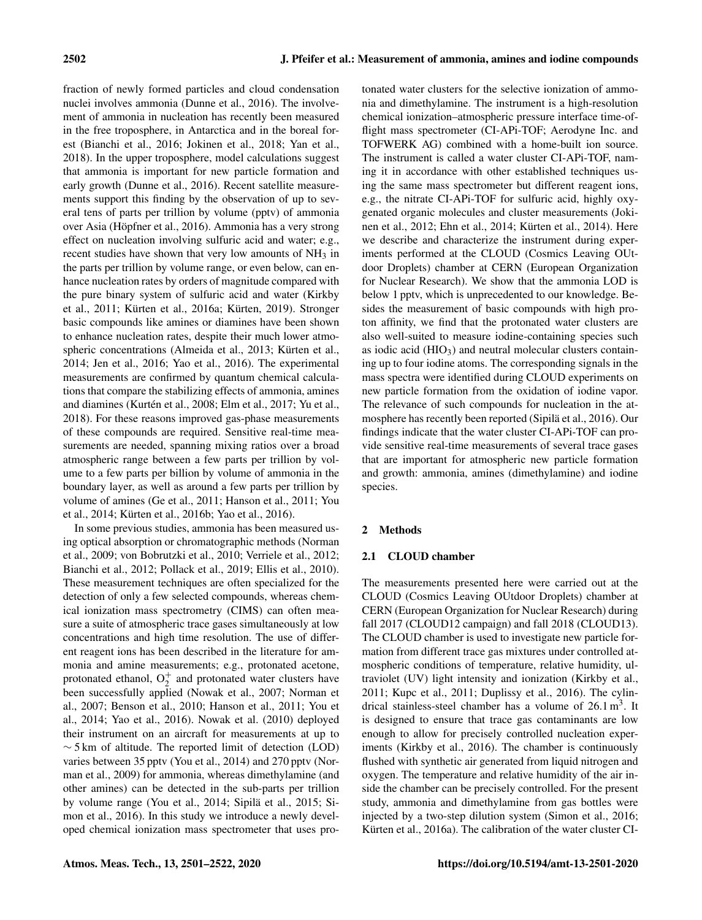fraction of newly formed particles and cloud condensation nuclei involves ammonia (Dunne et al., 2016). The involvement of ammonia in nucleation has recently been measured in the free troposphere, in Antarctica and in the boreal forest (Bianchi et al., 2016; Jokinen et al., 2018; Yan et al., 2018). In the upper troposphere, model calculations suggest that ammonia is important for new particle formation and early growth (Dunne et al., 2016). Recent satellite measurements support this finding by the observation of up to several tens of parts per trillion by volume (pptv) of ammonia over Asia (Höpfner et al., 2016). Ammonia has a very strong effect on nucleation involving sulfuric acid and water; e.g., recent studies have shown that very low amounts of $NH_3$ in the parts per trillion by volume range, or even below, can enhance nucleation rates by orders of magnitude compared with the pure binary system of sulfuric acid and water (Kirkby et al., 2011; Kürten et al., 2016a; Kürten, 2019). Stronger basic compounds like amines or diamines have been shown to enhance nucleation rates, despite their much lower atmospheric concentrations (Almeida et al., 2013; Kürten et al., 2014; Jen et al., 2016; Yao et al., 2016). The experimental measurements are confirmed by quantum chemical calculations that compare the stabilizing effects of ammonia, amines and diamines (Kurtén et al., 2008; Elm et al., 2017; Yu et al., 2018). For these reasons improved gas-phase measurements of these compounds are required. Sensitive real-time measurements are needed, spanning mixing ratios over a broad atmospheric range between a few parts per trillion by volume to a few parts per billion by volume of ammonia in the boundary layer, as well as around a few parts per trillion by volume of amines (Ge et al., 2011; Hanson et al., 2011; You et al., 2014; Kürten et al., 2016b; Yao et al., 2016).

In some previous studies, ammonia has been measured using optical absorption or chromatographic methods (Norman et al., 2009; von Bobrutzki et al., 2010; Verriele et al., 2012; Bianchi et al., 2012; Pollack et al., 2019; Ellis et al., 2010). These measurement techniques are often specialized for the detection of only a few selected compounds, whereas chemical ionization mass spectrometry (CIMS) can often measure a suite of atmospheric trace gases simultaneously at low concentrations and high time resolution. The use of different reagent ions has been described in the literature for ammonia and amine measurements; e.g., protonated acetone, protonated ethanol, $O_2^+$ and protonated water clusters have been successfully applied (Nowak et al., 2007; Norman et al., 2007; Benson et al., 2010; Hanson et al., 2011; You et al., 2014; Yao et al., 2016). Nowak et al. (2010) deployed their instrument on an aircraft for measurements at up to $\sim 5$ km of altitude. The reported limit of detection (LOD) varies between 35 pptv (You et al., 2014) and 270 pptv (Norman et al., 2009) for ammonia, whereas dimethylamine (and other amines) can be detected in the sub-parts per trillion by volume range (You et al., 2014; Sipilä et al., 2015; Simon et al., 2016). In this study we introduce a newly developed chemical ionization mass spectrometer that uses protonated water clusters for the selective ionization of ammonia and dimethylamine. The instrument is a high-resolution chemical ionization–atmospheric pressure interface time-of-flight mass spectrometer (CI-APi-TOF; Aerodyne Inc. and TOFWERK AG) combined with a home-built ion source. The instrument is called a water cluster CI-APi-TOF, naming it in accordance with other established techniques using the same mass spectrometer but different reagent ions, e.g., the nitrate CI-APi-TOF for sulfuric acid, highly oxygenated organic molecules and cluster measurements (Jokinen et al., 2012; Ehn et al., 2014; Kürten et al., 2014). Here we describe and characterize the instrument during experiments performed at the CLOUD (Cosmics Leaving OUtdoor Droplets) chamber at CERN (European Organization for Nuclear Research). We show that the ammonia LOD is below 1 pptv, which is unprecedented to our knowledge. Besides the measurement of basic compounds with high proton affinity, we find that the protonated water clusters are also well-suited to measure iodine-containing species such as iodic acid ($HIO_3$) and neutral molecular clusters containing up to four iodine atoms. The corresponding signals in the mass spectra were identified during CLOUD experiments on new particle formation from the oxidation of iodine vapor. The relevance of such compounds for nucleation in the atmosphere has recently been reported (Sipilä et al., 2016). Our findings indicate that the water cluster CI-APi-TOF can provide sensitive real-time measurements of several trace gases that are important for atmospheric new particle formation and growth: ammonia, amines (dimethylamine) and iodine species.

## 2 Methods

### 2.1 CLOUD chamber

The measurements presented here were carried out at the CLOUD (Cosmics Leaving OUtdoor Droplets) chamber at CERN (European Organization for Nuclear Research) during fall 2017 (CLOUD12 campaign) and fall 2018 (CLOUD13). The CLOUD chamber is used to investigate new particle formation from different trace gas mixtures under controlled atmospheric conditions of temperature, relative humidity, ultraviolet (UV) light intensity and ionization (Kirkby et al., 2011; Kupc et al., 2011; Duplissy et al., 2016). The cylindrical stainless-steel chamber has a volume of 26.1 $m^3$. It is designed to ensure that trace gas contaminants are low enough to allow for precisely controlled nucleation experiments (Kirkby et al., 2016). The chamber is continuously flushed with synthetic air generated from liquid nitrogen and oxygen. The temperature and relative humidity of the air inside the chamber can be precisely controlled. For the present study, ammonia and dimethylamine from gas bottles were injected by a two-step dilution system (Simon et al., 2016; Kürten et al., 2016a). The calibration of the water cluster CI-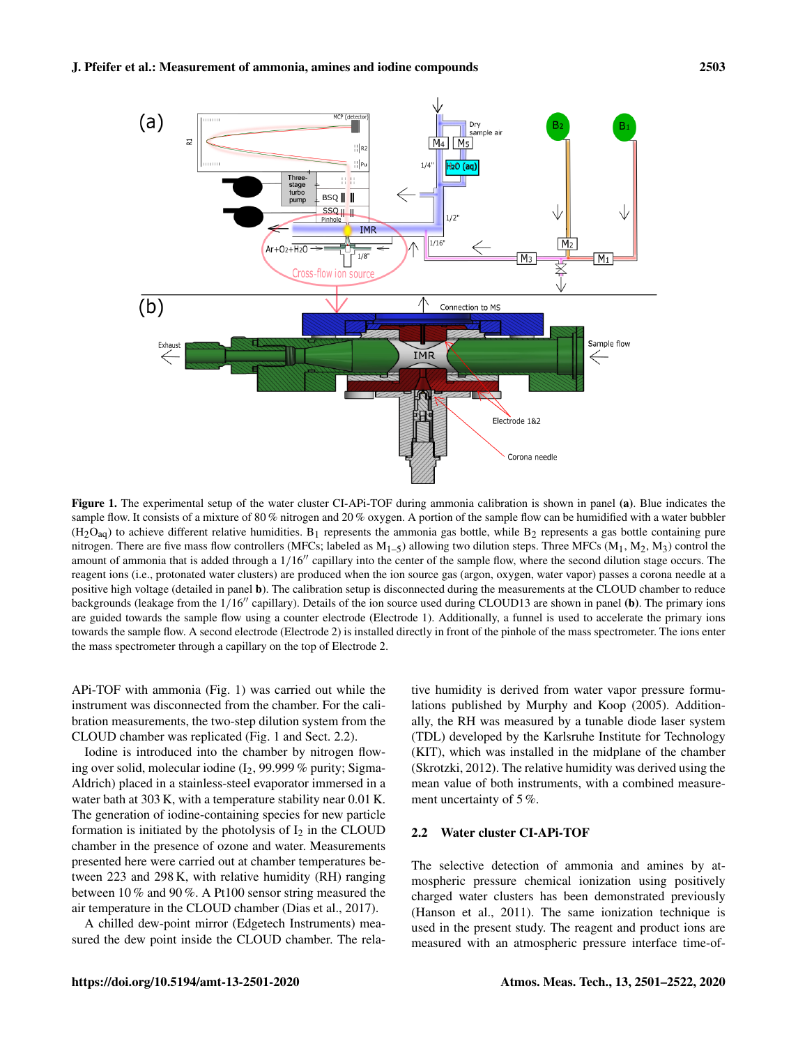**Figure 1.** The experimental setup of the water cluster CI-APi-TOF during ammonia calibration is shown in panel **(a)**. Blue indicates the sample flow. It consists of a mixture of 80 % nitrogen and 20 % oxygen. A portion of the sample flow can be humidified with a water bubbler ($H_2O_{aq}$) to achieve different relative humidities. $B_1$ represents the ammonia gas bottle, while $B_2$ represents a gas bottle containing pure nitrogen. There are five mass flow controllers (MFCs; labeled as $M_{1-5}$) allowing two dilution steps. Three MFCs ($M_1$, $M_2$, $M_3$) control the amount of ammonia that is added through a 1/16″ capillary into the center of the sample flow, where the second dilution stage occurs. The reagent ions (i.e., protonated water clusters) are produced when the ion source gas (argon, oxygen, water vapor) passes a corona needle at a positive high voltage (detailed in panel **b**). The calibration setup is disconnected during the measurements at the CLOUD chamber to reduce backgrounds (leakage from the 1/16″ capillary). Details of the ion source used during CLOUD13 are shown in panel **(b)**. The primary ions are guided towards the sample flow using a counter electrode (Electrode 1). Additionally, a funnel is used to accelerate the primary ions towards the sample flow. A second electrode (Electrode 2) is installed directly in front of the pinhole of the mass spectrometer. The ions enter the mass spectrometer through a capillary on the top of Electrode 2.

APi-TOF with ammonia (Fig. 1) was carried out while the instrument was disconnected from the chamber. For the calibration measurements, the two-step dilution system from the CLOUD chamber was replicated (Fig. 1 and Sect. 2.2).

Iodine is introduced into the chamber by nitrogen flowing over solid, molecular iodine ($I_2$, 99.999 % purity; Sigma-Aldrich) placed in a stainless-steel evaporator immersed in a water bath at 303 K, with a temperature stability near 0.01 K. The generation of iodine-containing species for new particle formation is initiated by the photolysis of $I_2$ in the CLOUD chamber in the presence of ozone and water. Measurements presented here were carried out at chamber temperatures between 223 and 298 K, with relative humidity (RH) ranging between 10 % and 90 %. A Pt100 sensor string measured the air temperature in the CLOUD chamber (Dias et al., 2017).

A chilled dew-point mirror (Edgetech Instruments) measured the dew point inside the CLOUD chamber. The relative humidity is derived from water vapor pressure formulations published by Murphy and Koop (2005). Additionally, the RH was measured by a tunable diode laser system (TDL) developed by the Karlsruhe Institute for Technology (KIT), which was installed in the midplane of the chamber (Skrotzki, 2012). The relative humidity was derived using the mean value of both instruments, with a combined measurement uncertainty of 5 %.

## 2.2 Water cluster CI-APi-TOF

The selective detection of ammonia and amines by atmospheric pressure chemical ionization using positively charged water clusters has been demonstrated previously (Hanson et al., 2011). The same ionization technique is used in the present study. The reagent and product ions are measured with an atmospheric pressure interface time-of-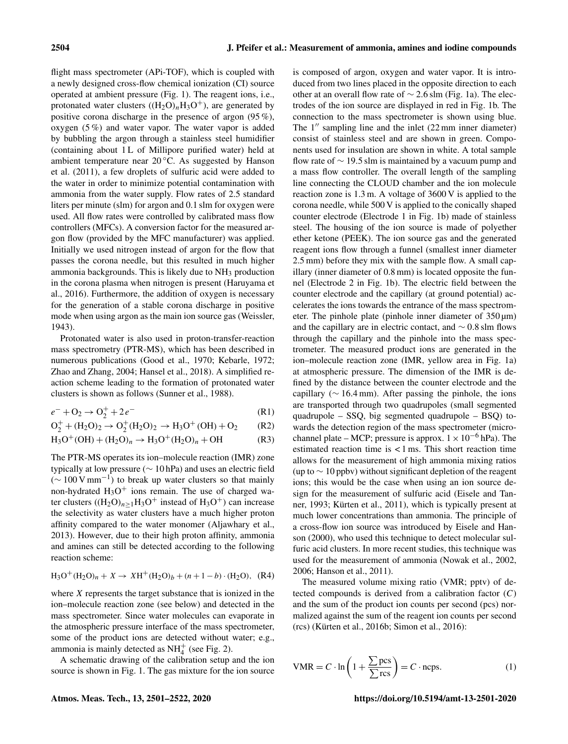flight mass spectrometer (APi-TOF), which is coupled with a newly designed cross-flow chemical ionization (CI) source operated at ambient pressure (Fig. 1). The reagent ions, i.e., protonated water clusters ($(H_2O)_nH_3O^+$), are generated by positive corona discharge in the presence of argon (95 %), oxygen (5 %) and water vapor. The water vapor is added by bubbling the argon through a stainless steel humidifier (containing about 1 L of Millipore purified water) held at ambient temperature near 20 °C. As suggested by Hanson et al. (2011), a few droplets of sulfuric acid were added to the water in order to minimize potential contamination with ammonia from the water supply. Flow rates of 2.5 standard liters per minute (slm) for argon and 0.1 slm for oxygen were used. All flow rates were controlled by calibrated mass flow controllers (MFCs). A conversion factor for the measured argon flow (provided by the MFC manufacturer) was applied. Initially we used nitrogen instead of argon for the flow that passes the corona needle, but this resulted in much higher ammonia backgrounds. This is likely due to $NH_3$ production in the corona plasma when nitrogen is present (Haruyama et al., 2016). Furthermore, the addition of oxygen is necessary for the generation of a stable corona discharge in positive mode when using argon as the main ion source gas (Weissler, 1943).

Protonated water is also used in proton-transfer-reaction mass spectrometry (PTR-MS), which has been described in numerous publications (Good et al., 1970; Kebarle, 1972; Zhao and Zhang, 2004; Hansel et al., 2018). A simplified reaction scheme leading to the formation of protonated water clusters is shown as follows (Sunner et al., 1988).

$$e^- + O_2 \rightarrow O_2^+ + 2e^- \quad \text{(R1)}$$

$$O_2^+ + (H_2O)_2 \rightarrow O_2^+(H_2O)_2 \rightarrow H_3O^+(OH) + O_2 \quad \text{(R2)}$$

$$H_3O^+(OH) + (H_2O)_n \rightarrow H_3O^+(H_2O)_n + OH \quad \text{(R3)}$$

The PTR-MS operates its ion–molecule reaction (IMR) zone typically at low pressure (∼ 10 hPa) and uses an electric field (∼ 100 V mm$^{-1}$) to break up water clusters so that mainly non-hydrated $H_3O^+$ ions remain. The use of charged water clusters ($(H_2O)_{n\geq1}H_3O^+$ instead of $H_3O^+$) can increase the selectivity as water clusters have a much higher proton affinity compared to the water monomer (Aljawhary et al., 2013). However, due to their high proton affinity, ammonia and amines can still be detected according to the following reaction scheme:

$$H_3O^+(H_2O)_n + X \rightarrow XH^+(H_2O)_b + (n+1-b)\cdot(H_2O), \quad \text{(R4)}$$

where $X$ represents the target substance that is ionized in the ion–molecule reaction zone (see below) and detected in the mass spectrometer. Since water molecules can evaporate in the atmospheric pressure interface of the mass spectrometer, some of the product ions are detected without water; e.g., ammonia is mainly detected as $NH_4^+$ (see Fig. 2).

A schematic drawing of the calibration setup and the ion source is shown in Fig. 1. The gas mixture for the ion source is composed of argon, oxygen and water vapor. It is introduced from two lines placed in the opposite direction to each other at an overall flow rate of ∼ 2.6 slm (Fig. 1a). The electrodes of the ion source are displayed in red in Fig. 1b. The connection to the mass spectrometer is shown using blue. The 1″ sampling line and the inlet (22 mm inner diameter) consist of stainless steel and are shown in green. Components used for insulation are shown in white. A total sample flow rate of ∼ 19.5 slm is maintained by a vacuum pump and a mass flow controller. The overall length of the sampling line connecting the CLOUD chamber and the ion molecule reaction zone is 1.3 m. A voltage of 3600 V is applied to the corona needle, while 500 V is applied to the conically shaped counter electrode (Electrode 1 in Fig. 1b) made of stainless steel. The housing of the ion source is made of polyether ether ketone (PEEK). The ion source gas and the generated reagent ions flow through a funnel (smallest inner diameter 2.5 mm) before they mix with the sample flow. A small capillary (inner diameter of 0.8 mm) is located opposite the funnel (Electrode 2 in Fig. 1b). The electric field between the counter electrode and the capillary (at ground potential) accelerates the ions towards the entrance of the mass spectrometer. The pinhole plate (pinhole inner diameter of 350 µm) and the capillary are in electric contact, and ∼ 0.8 slm flows through the capillary and the pinhole into the mass spectrometer. The measured product ions are generated in the ion–molecule reaction zone (IMR, yellow area in Fig. 1a) at atmospheric pressure. The dimension of the IMR is defined by the distance between the counter electrode and the capillary (∼ 16.4 mm). After passing the pinhole, the ions are transported through two quadrupoles (small segmented quadrupole – SSQ, big segmented quadrupole – BSQ) towards the detection region of the mass spectrometer (microchannel plate – MCP; pressure is approx. $1\times10^{-6}$ hPa). The estimated reaction time is < 1 ms. This short reaction time allows for the measurement of high ammonia mixing ratios (up to ∼ 10 ppbv) without significant depletion of the reagent ions; this would be the case when using an ion source design for the measurement of sulfuric acid (Eisele and Tanner, 1993; Kürten et al., 2011), which is typically present at much lower concentrations than ammonia. The principle of a cross-flow ion source was introduced by Eisele and Hanson (2000), who used this technique to detect molecular sulfuric acid clusters. In more recent studies, this technique was used for the measurement of ammonia (Nowak et al., 2002, 2006; Hanson et al., 2011).

The measured volume mixing ratio (VMR; pptv) of detected compounds is derived from a calibration factor ($C$) and the sum of the product ion counts per second (pcs) normalized against the sum of the reagent ion counts per second (rcs) (Kürten et al., 2016b; Simon et al., 2016):

$$\text{VMR} = C \cdot \ln\left(1 + \frac{\sum \text{pcs}}{\sum \text{rcs}}\right) = C \cdot \text{ncps}. \quad (1)$$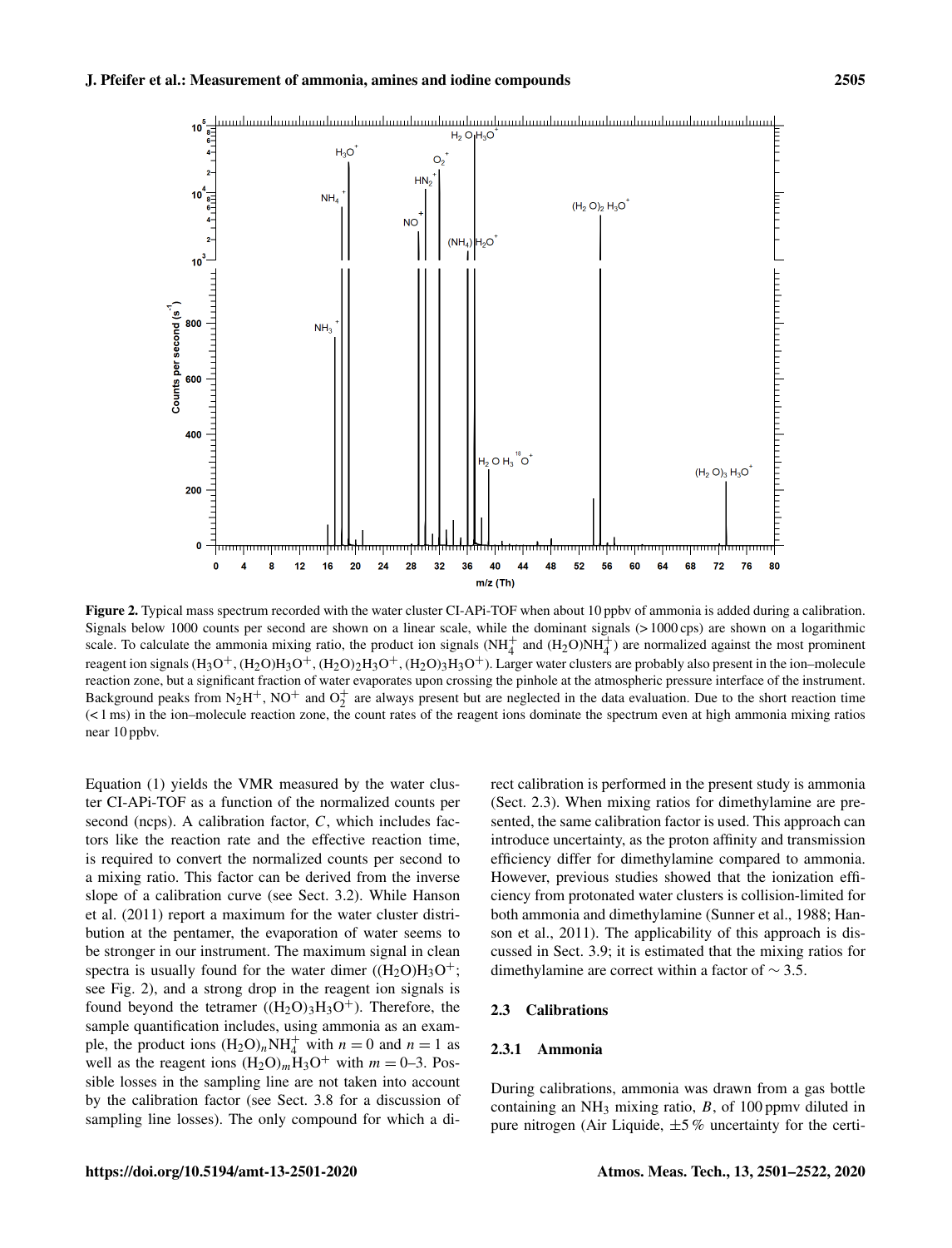**Figure 2.** Typical mass spectrum recorded with the water cluster CI-APi-TOF when about 10 ppbv of ammonia is added during a calibration. Signals below 1000 counts per second are shown on a linear scale, while the dominant signals (> 1000 cps) are shown on a logarithmic scale. To calculate the ammonia mixing ratio, the product ion signals ($NH_4^+$ and $(H_2O)NH_4^+$) are normalized against the most prominent reagent ion signals ($H_3O^+$, $(H_2O)H_3O^+$, $(H_2O)_2H_3O^+$, $(H_2O)_3H_3O^+$). Larger water clusters are probably also present in the ion–molecule reaction zone, but a significant fraction of water evaporates upon crossing the pinhole at the atmospheric pressure interface of the instrument. Background peaks from $N_2H^+$, $NO^+$ and $O_2^+$ are always present but are neglected in the data evaluation. Due to the short reaction time (< 1 ms) in the ion–molecule reaction zone, the count rates of the reagent ions dominate the spectrum even at high ammonia mixing ratios near 10 ppbv.

Equation (1) yields the VMR measured by the water cluster CI-APi-TOF as a function of the normalized counts per second (ncps). A calibration factor, $C$, which includes factors like the reaction rate and the effective reaction time, is required to convert the normalized counts per second to a mixing ratio. This factor can be derived from the inverse slope of a calibration curve (see Sect. 3.2). While Hanson et al. (2011) report a maximum for the water cluster distribution at the pentamer, the evaporation of water seems to be stronger in our instrument. The maximum signal in clean spectra is usually found for the water dimer ($(H_2O)H_3O^+$; see Fig. 2), and a strong drop in the reagent ion signals is found beyond the tetramer ($(H_2O)_3H_3O^+$). Therefore, the sample quantification includes, using ammonia as an example, the product ions $(H_2O)_nNH_4^+$ with $n = 0$ and $n = 1$ as well as the reagent ions $(H_2O)_mH_3O^+$ with $m = 0$–3. Possible losses in the sampling line are not taken into account by the calibration factor (see Sect. 3.8 for a discussion of sampling line losses). The only compound for which a direct calibration is performed in the present study is ammonia (Sect. 2.3). When mixing ratios for dimethylamine are presented, the same calibration factor is used. This approach can introduce uncertainty, as the proton affinity and transmission efficiency differ for dimethylamine compared to ammonia. However, previous studies showed that the ionization efficiency from protonated water clusters is collision-limited for both ammonia and dimethylamine (Sunner et al., 1988; Hanson et al., 2011). The applicability of this approach is discussed in Sect. 3.9; it is estimated that the mixing ratios for dimethylamine are correct within a factor of ∼ 3.5.

## 2.3 Calibrations

### 2.3.1 Ammonia

During calibrations, ammonia was drawn from a gas bottle containing an $NH_3$ mixing ratio, $B$, of 100 ppmv diluted in pure nitrogen (Air Liquide, ±5 % uncertainty for the certi-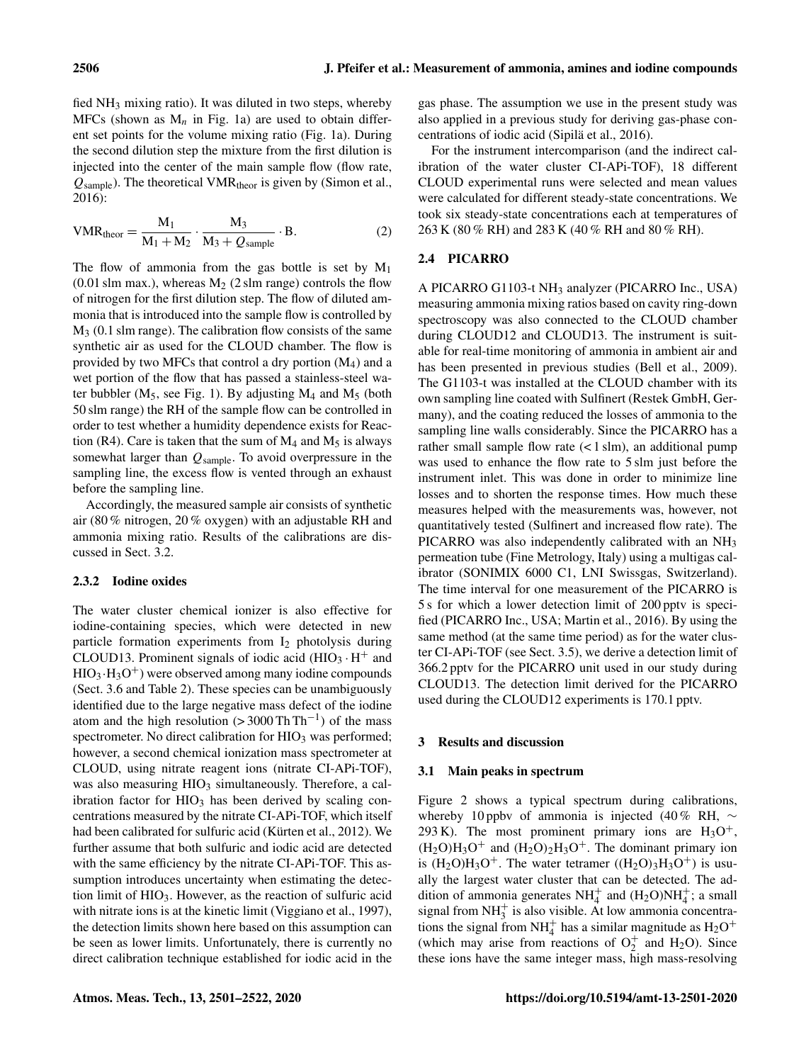fied $NH_3$ mixing ratio). It was diluted in two steps, whereby MFCs (shown as $M_n$ in Fig. 1a) are used to obtain different set points for the volume mixing ratio (Fig. 1a). During the second dilution step the mixture from the first dilution is injected into the center of the main sample flow (flow rate, $Q_{sample}$). The theoretical $VMR_{theor}$ is given by (Simon et al., 2016):

$$VMR_{theor} = \frac{M_1}{M_1 + M_2} \cdot \frac{M_3}{M_3 + Q_{sample}} \cdot B. \quad (2)$$

The flow of ammonia from the gas bottle is set by $M_1$ (0.01 slm max.), whereas $M_2$ (2 slm range) controls the flow of nitrogen for the first dilution step. The flow of diluted ammonia that is introduced into the sample flow is controlled by $M_3$ (0.1 slm range). The calibration flow consists of the same synthetic air as used for the CLOUD chamber. The flow is provided by two MFCs that control a dry portion ($M_4$) and a wet portion of the flow that has passed a stainless-steel water bubbler ($M_5$, see Fig. 1). By adjusting $M_4$ and $M_5$ (both 50 slm range) the RH of the sample flow can be controlled in order to test whether a humidity dependence exists for Reaction (R4). Care is taken that the sum of $M_4$ and $M_5$ is always somewhat larger than $Q_{sample}$. To avoid overpressure in the sampling line, the excess flow is vented through an exhaust before the sampling line.

Accordingly, the measured sample air consists of synthetic air (80 % nitrogen, 20 % oxygen) with an adjustable RH and ammonia mixing ratio. Results of the calibrations are discussed in Sect. 3.2.

#### 2.3.2 Iodine oxides

The water cluster chemical ionizer is also effective for iodine-containing species, which were detected in new particle formation experiments from $I_2$ photolysis during CLOUD13. Prominent signals of iodic acid ($HIO_3 \cdot H^+$ and $HIO_3 \cdot H_3O^+$) were observed among many iodine compounds (Sect. 3.6 and Table 2). These species can be unambiguously identified due to the large negative mass defect of the iodine atom and the high resolution (> 3000 $Th\,Th^{-1}$) of the mass spectrometer. No direct calibration for $HIO_3$ was performed; however, a second chemical ionization mass spectrometer at CLOUD, using nitrate reagent ions (nitrate CI-APi-TOF), was also measuring $HIO_3$ simultaneously. Therefore, a calibration factor for $HIO_3$ has been derived by scaling concentrations measured by the nitrate CI-APi-TOF, which itself had been calibrated for sulfuric acid (Kürten et al., 2012). We further assume that both sulfuric and iodic acid are detected with the same efficiency by the nitrate CI-APi-TOF. This assumption introduces uncertainty when estimating the detection limit of $HIO_3$. However, as the reaction of sulfuric acid with nitrate ions is at the kinetic limit (Viggiano et al., 1997), the detection limits shown here based on this assumption can be seen as lower limits. Unfortunately, there is currently no direct calibration technique established for iodic acid in the gas phase. The assumption we use in the present study was also applied in a previous study for deriving gas-phase concentrations of iodic acid (Sipilä et al., 2016).

For the instrument intercomparison (and the indirect calibration of the water cluster CI-APi-TOF), 18 different CLOUD experimental runs were selected and mean values were calculated for different steady-state concentrations. We took six steady-state concentrations each at temperatures of 263 K (80 % RH) and 283 K (40 % RH and 80 % RH).

### 2.4 PICARRO

A PICARRO G1103-t $NH_3$ analyzer (PICARRO Inc., USA) measuring ammonia mixing ratios based on cavity ring-down spectroscopy was also connected to the CLOUD chamber during CLOUD12 and CLOUD13. The instrument is suitable for real-time monitoring of ammonia in ambient air and has been presented in previous studies (Bell et al., 2009). The G1103-t was installed at the CLOUD chamber with its own sampling line coated with Sulfinert (Restek GmbH, Germany), and the coating reduced the losses of ammonia to the sampling line walls considerably. Since the PICARRO has a rather small sample flow rate (< 1 slm), an additional pump was used to enhance the flow rate to 5 slm just before the instrument inlet. This was done in order to minimize line losses and to shorten the response times. How much these measures helped with the measurements was, however, not quantitatively tested (Sulfinert and increased flow rate). The PICARRO was also independently calibrated with an $NH_3$ permeation tube (Fine Metrology, Italy) using a multigas calibrator (SONIMIX 6000 C1, LNI Swissgas, Switzerland). The time interval for one measurement of the PICARRO is 5 s for which a lower detection limit of 200 pptv is specified (PICARRO Inc., USA; Martin et al., 2016). By using the same method (at the same time period) as for the water cluster CI-APi-TOF (see Sect. 3.5), we derive a detection limit of 366.2 pptv for the PICARRO unit used in our study during CLOUD13. The detection limit derived for the PICARRO used during the CLOUD12 experiments is 170.1 pptv.

## 3 Results and discussion

### 3.1 Main peaks in spectrum

Figure 2 shows a typical spectrum during calibrations, whereby 10 ppbv of ammonia is injected (40 % RH, ∼ 293 K). The most prominent primary ions are $H_3O^+$, $(H_2O)H_3O^+$ and $(H_2O)_2H_3O^+$. The dominant primary ion is $(H_2O)H_3O^+$. The water tetramer ($(H_2O)_3H_3O^+$) is usually the largest water cluster that can be detected. The addition of ammonia generates $NH_4^+$ and $(H_2O)NH_4^+$; a small signal from $NH_3^+$ is also visible. At low ammonia concentrations the signal from $NH_4^+$ has a similar magnitude as $H_2O^+$ (which may arise from reactions of $O_2^+$ and $H_2O$). Since these ions have the same integer mass, high mass-resolving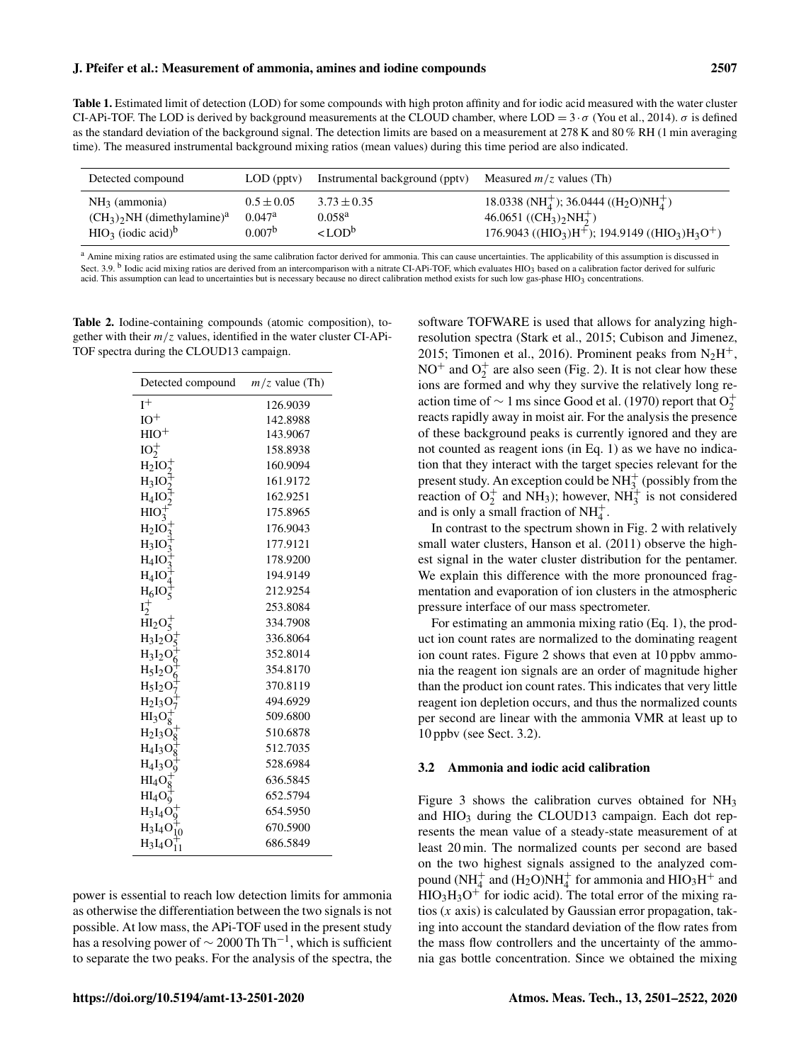**Table 1.** Estimated limit of detection (LOD) for some compounds with high proton affinity and for iodic acid measured with the water cluster CI-APi-TOF. The LOD is derived by background measurements at the CLOUD chamber, where LOD $= 3 \cdot \sigma$ (You et al., 2014). $\sigma$ is defined as the standard deviation of the background signal. The detection limits are based on a measurement at 278 K and 80 % RH (1 min averaging time). The measured instrumental background mixing ratios (mean values) during this time period are also indicated.

| Detected compound | LOD (pptv) | Instrumental background (pptv) | Measured $m/z$ values (Th) |
|---|---|---|---|
| $NH_3$ (ammonia) | $0.5 \pm 0.05$ | $3.73 \pm 0.35$ | 18.0338 ($NH_4^+$); 36.0444 ($(H_2O)NH_4^+$) |
| $(CH_3)_2NH$ (dimethylamine)[a] | 0.047[a] | 0.058[a] | 46.0651 ($(CH_3)_2NH_2^+$) |
| $HIO_3$ (iodic acid)[b] | 0.007[b] | <LOD[b] | 176.9043 ($(HIO_3)H^+$); 194.9149 ($(HIO_3)H_3O^+$) |

[a] Amine mixing ratios are estimated using the same calibration factor derived for ammonia. This can cause uncertainties. The applicability of this assumption is discussed in Sect. 3.9. [b] Iodic acid mixing ratios are derived from an intercomparison with a nitrate CI-APi-TOF, which evaluates $HIO_3$ based on a calibration factor derived for sulfuric acid. This assumption can lead to uncertainties but is necessary because no direct calibration method exists for such low gas-phase $HIO_3$ concentrations.

**Table 2.** Iodine-containing compounds (atomic composition), together with their $m/z$ values, identified in the water cluster CI-APi-TOF spectra during the CLOUD13 campaign.

| Detected compound | $m/z$ value (Th) |
|---|---|
| $I^+$ | 126.9039 |
| $IO^+$ | 142.8988 |
| $HIO^+$ | 143.9067 |
| $IO_2^+$ | 158.8938 |
| $H_2IO_2^+$ | 160.9094 |
| $H_3IO_2^+$ | 161.9172 |
| $H_4IO_2^+$ | 162.9251 |
| $HIO_3^+$ | 175.8965 |
| $H_2IO_3^+$ | 176.9043 |
| $H_3IO_3^+$ | 177.9121 |
| $H_4IO_3^+$ | 178.9200 |
| $H_4IO_4^+$ | 194.9149 |
| $H_6IO_5^+$ | 212.9254 |
| $I_2^+$ | 253.8084 |
| $HI_2O_5^+$ | 334.7908 |
| $H_3I_2O_5^+$ | 336.8064 |
| $H_3I_2O_6^+$ | 352.8014 |
| $H_5I_2O_6^+$ | 354.8170 |
| $H_5I_2O_7^+$ | 370.8119 |
| $H_2I_3O_7^+$ | 494.6929 |
| $HI_3O_8^+$ | 509.6800 |
| $H_2I_3O_8^+$ | 510.6878 |
| $H_4I_3O_8^+$ | 512.7035 |
| $H_4I_3O_9^+$ | 528.6984 |
| $HI_4O_8^+$ | 636.5845 |
| $HI_4O_9^+$ | 652.5794 |
| $H_3I_4O_9^+$ | 654.5950 |
| $H_3I_4O_{10}^+$ | 670.5900 |
| $H_3I_4O_{11}^+$ | 686.5849 |

power is essential to reach low detection limits for ammonia as otherwise the differentiation between the two signals is not possible. At low mass, the APi-TOF used in the present study has a resolving power of $\sim 2000\,\text{Th}\,\text{Th}^{-1}$, which is sufficient to separate the two peaks. For the analysis of the spectra, the software TOFWARE is used that allows for analyzing high-resolution spectra (Stark et al., 2015; Cubison and Jimenez, 2015; Timonen et al., 2016). Prominent peaks from $N_2H^+$, $NO^+$ and $O_2^+$ are also seen (Fig. 2). It is not clear how these ions are formed and why they survive the relatively long reaction time of $\sim 1$ ms since Good et al. (1970) report that $O_2^+$ reacts rapidly away in moist air. For the analysis the presence of these background peaks is currently ignored and they are not counted as reagent ions (in Eq. 1) as we have no indication that they interact with the target species relevant for the present study. An exception could be $NH_3^+$ (possibly from the reaction of $O_2^+$ and $NH_3$); however, $NH_3^+$ is not considered and is only a small fraction of $NH_4^+$.

In contrast to the spectrum shown in Fig. 2 with relatively small water clusters, Hanson et al. (2011) observe the highest signal in the water cluster distribution for the pentamer. We explain this difference with the more pronounced fragmentation and evaporation of ion clusters in the atmospheric pressure interface of our mass spectrometer.

For estimating an ammonia mixing ratio (Eq. 1), the product ion count rates are normalized to the dominating reagent ion count rates. Figure 2 shows that even at 10 ppbv ammonia the reagent ion signals are an order of magnitude higher than the product ion count rates. This indicates that very little reagent ion depletion occurs, and thus the normalized counts per second are linear with the ammonia VMR at least up to 10 ppbv (see Sect. 3.2).

### 3.2 Ammonia and iodic acid calibration

Figure 3 shows the calibration curves obtained for $NH_3$ and $HIO_3$ during the CLOUD13 campaign. Each dot represents the mean value of a steady-state measurement of at least 20 min. The normalized counts per second are based on the two highest signals assigned to the analyzed compound ($NH_4^+$ and $(H_2O)NH_4^+$ for ammonia and $HIO_3H^+$ and $HIO_3H_3O^+$ for iodic acid). The total error of the mixing ratios ($x$ axis) is calculated by Gaussian error propagation, taking into account the standard deviation of the flow rates from the mass flow controllers and the uncertainty of the ammonia gas bottle concentration. Since we obtained the mixing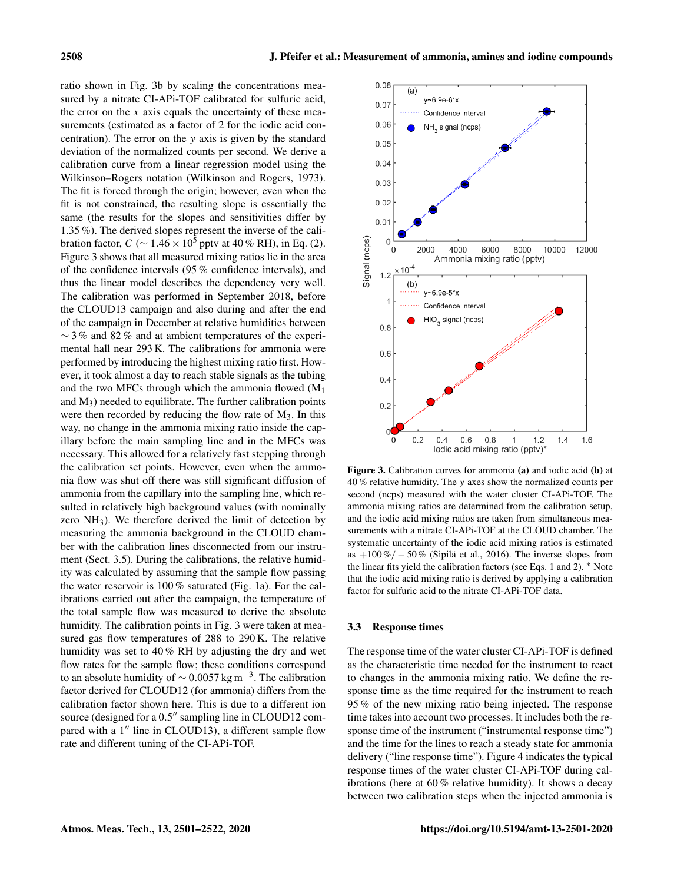ratio shown in Fig. 3b by scaling the concentrations measured by a nitrate CI-APi-TOF calibrated for sulfuric acid, the error on the $x$ axis equals the uncertainty of these measurements (estimated as a factor of 2 for the iodic acid concentration). The error on the $y$ axis is given by the standard deviation of the normalized counts per second. We derive a calibration curve from a linear regression model using the Wilkinson–Rogers notation (Wilkinson and Rogers, 1973). The fit is forced through the origin; however, even when the fit is not constrained, the resulting slope is essentially the same (the results for the slopes and sensitivities differ by 1.35 %). The derived slopes represent the inverse of the calibration factor, $C$ ($\sim 1.46 \times 10^5$ pptv at 40 % RH), in Eq. (2). Figure 3 shows that all measured mixing ratios lie in the area of the confidence intervals (95 % confidence intervals), and thus the linear model describes the dependency very well. The calibration was performed in September 2018, before the CLOUD13 campaign and also during and after the end of the campaign in December at relative humidities between $\sim 3$ % and 82 % and at ambient temperatures of the experimental hall near 293 K. The calibrations for ammonia were performed by introducing the highest mixing ratio first. However, it took almost a day to reach stable signals as the tubing and the two MFCs through which the ammonia flowed ($M_1$ and $M_3$) needed to equilibrate. The further calibration points were then recorded by reducing the flow rate of $M_3$. In this way, no change in the ammonia mixing ratio inside the capillary before the main sampling line and in the MFCs was necessary. This allowed for a relatively fast stepping through the calibration set points. However, even when the ammonia flow was shut off there was still significant diffusion of ammonia from the capillary into the sampling line, which resulted in relatively high background values (with nominally zero $NH_3$). We therefore derived the limit of detection by measuring the ammonia background in the CLOUD chamber with the calibration lines disconnected from our instrument (Sect. 3.5). During the calibrations, the relative humidity was calculated by assuming that the sample flow passing the water reservoir is 100 % saturated (Fig. 1a). For the calibrations carried out after the campaign, the temperature of the total sample flow was measured to derive the absolute humidity. The calibration points in Fig. 3 were taken at measured gas flow temperatures of 288 to 290 K. The relative humidity was set to 40 % RH by adjusting the dry and wet flow rates for the sample flow; these conditions correspond to an absolute humidity of $\sim 0.0057\,\mathrm{kg\,m^{-3}}$. The calibration factor derived for CLOUD12 (for ammonia) differs from the calibration factor shown here. This is due to a different ion source (designed for a 0.5″ sampling line in CLOUD12 compared with a 1″ line in CLOUD13), a different sample flow rate and different tuning of the CI-APi-TOF.

**Figure 3.** Calibration curves for ammonia **(a)** and iodic acid **(b)** at 40 % relative humidity. The $y$ axes show the normalized counts per second (ncps) measured with the water cluster CI-APi-TOF. The ammonia mixing ratios are determined from the calibration setup, and the iodic acid mixing ratios are taken from simultaneous measurements with a nitrate CI-APi-TOF at the CLOUD chamber. The systematic uncertainty of the iodic acid mixing ratios is estimated as $+100\,\%/-50\,\%$ (Sipilä et al., 2016). The inverse slopes from the linear fits yield the calibration factors (see Eqs. 1 and 2). * Note that the iodic acid mixing ratio is derived by applying a calibration factor for sulfuric acid to the nitrate CI-APi-TOF data.

### 3.3 Response times

The response time of the water cluster CI-APi-TOF is defined as the characteristic time needed for the instrument to react to changes in the ammonia mixing ratio. We define the response time as the time required for the instrument to reach 95 % of the new mixing ratio being injected. The response time takes into account two processes. It includes both the response time of the instrument ("instrumental response time") and the time for the lines to reach a steady state for ammonia delivery ("line response time"). Figure 4 indicates the typical response times of the water cluster CI-APi-TOF during calibrations (here at 60 % relative humidity). It shows a decay between two calibration steps when the injected ammonia is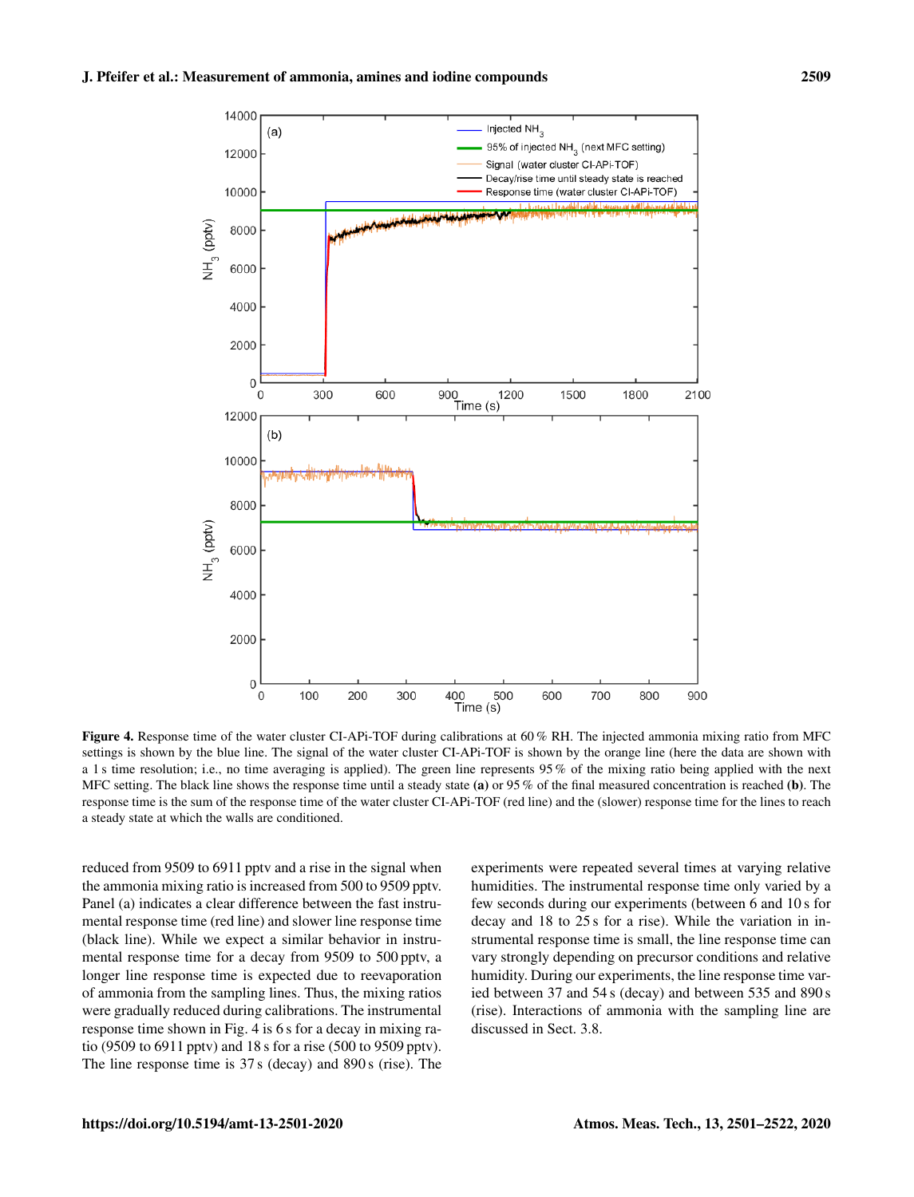**Figure 4.** Response time of the water cluster CI-APi-TOF during calibrations at 60 % RH. The injected ammonia mixing ratio from MFC settings is shown by the blue line. The signal of the water cluster CI-APi-TOF is shown by the orange line (here the data are shown with a 1 s time resolution; i.e., no time averaging is applied). The green line represents 95 % of the mixing ratio being applied with the next MFC setting. The black line shows the response time until a steady state **(a)** or 95 % of the final measured concentration is reached **(b)**. The response time is the sum of the response time of the water cluster CI-APi-TOF (red line) and the (slower) response time for the lines to reach a steady state at which the walls are conditioned.

reduced from 9509 to 6911 pptv and a rise in the signal when the ammonia mixing ratio is increased from 500 to 9509 pptv. Panel (a) indicates a clear difference between the fast instrumental response time (red line) and slower line response time (black line). While we expect a similar behavior in instrumental response time for a decay from 9509 to 500 pptv, a longer line response time is expected due to reevaporation of ammonia from the sampling lines. Thus, the mixing ratios were gradually reduced during calibrations. The instrumental response time shown in Fig. 4 is 6 s for a decay in mixing ratio (9509 to 6911 pptv) and 18 s for a rise (500 to 9509 pptv). The line response time is 37 s (decay) and 890 s (rise). The experiments were repeated several times at varying relative humidities. The instrumental response time only varied by a few seconds during our experiments (between 6 and 10 s for decay and 18 to 25 s for a rise). While the variation in instrumental response time is small, the line response time can vary strongly depending on precursor conditions and relative humidity. During our experiments, the line response time varied between 37 and 54 s (decay) and between 535 and 890 s (rise). Interactions of ammonia with the sampling line are discussed in Sect. 3.8.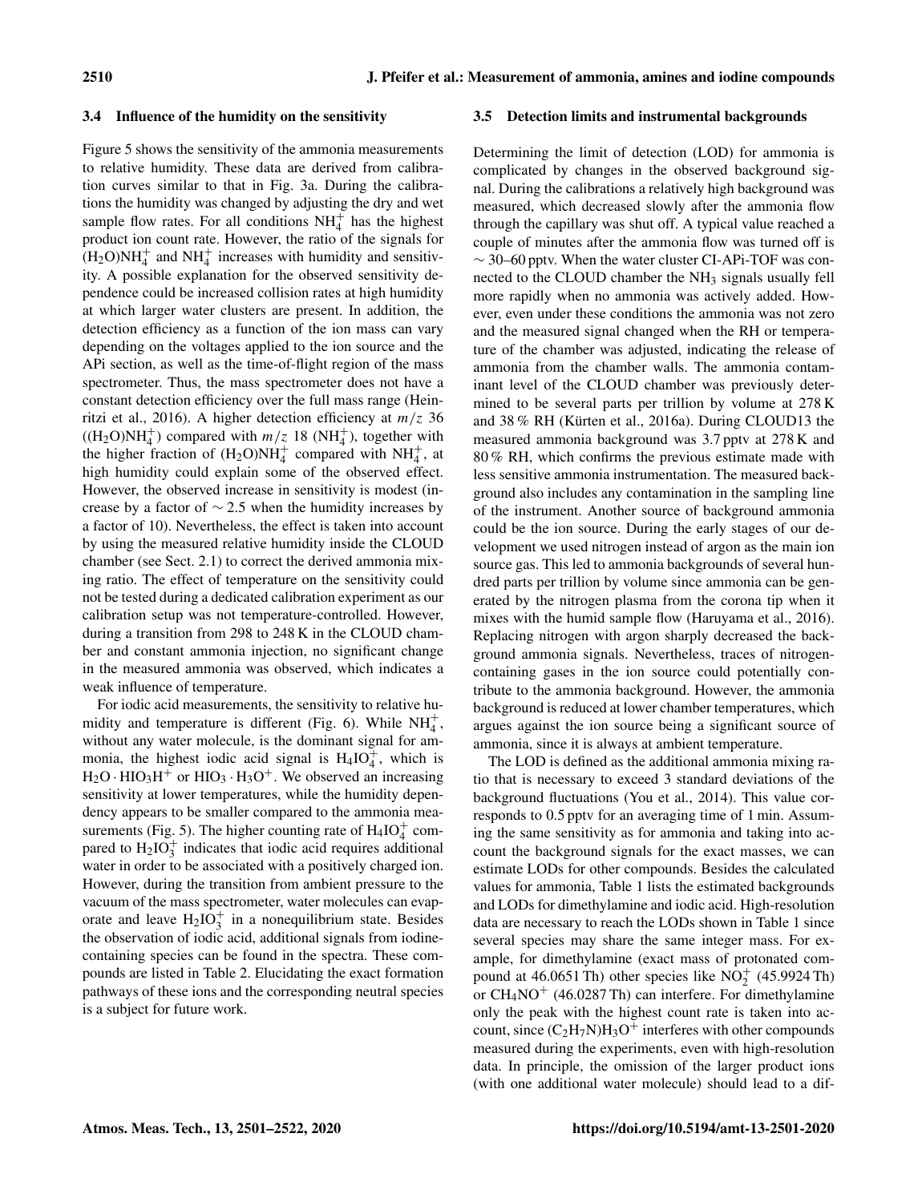### 3.4 Influence of the humidity on the sensitivity

Figure 5 shows the sensitivity of the ammonia measurements to relative humidity. These data are derived from calibration curves similar to that in Fig. 3a. During the calibrations the humidity was changed by adjusting the dry and wet sample flow rates. For all conditions $NH_4^+$ has the highest product ion count rate. However, the ratio of the signals for $(H_2O)NH_4^+$ and $NH_4^+$ increases with humidity and sensitivity. A possible explanation for the observed sensitivity dependence could be increased collision rates at high humidity at which larger water clusters are present. In addition, the detection efficiency as a function of the ion mass can vary depending on the voltages applied to the ion source and the APi section, as well as the time-of-flight region of the mass spectrometer. Thus, the mass spectrometer does not have a constant detection efficiency over the full mass range (Heinritzi et al., 2016). A higher detection efficiency at $m/z$ 36 ($(H_2O)NH_4^+$) compared with $m/z$ 18 ($NH_4^+$), together with the higher fraction of $(H_2O)NH_4^+$ compared with $NH_4^+$, at high humidity could explain some of the observed effect. However, the observed increase in sensitivity is modest (increase by a factor of $\sim 2.5$ when the humidity increases by a factor of 10). Nevertheless, the effect is taken into account by using the measured relative humidity inside the CLOUD chamber (see Sect. 2.1) to correct the derived ammonia mixing ratio. The effect of temperature on the sensitivity could not be tested during a dedicated calibration experiment as our calibration setup was not temperature-controlled. However, during a transition from 298 to 248 K in the CLOUD chamber and constant ammonia injection, no significant change in the measured ammonia was observed, which indicates a weak influence of temperature.

For iodic acid measurements, the sensitivity to relative humidity and temperature is different (Fig. 6). While $NH_4^+$, without any water molecule, is the dominant signal for ammonia, the highest iodic acid signal is $H_4IO_4^+$, which is $H_2O \cdot HIO_3H^+$ or $HIO_3 \cdot H_3O^+$. We observed an increasing sensitivity at lower temperatures, while the humidity dependency appears to be smaller compared to the ammonia measurements (Fig. 5). The higher counting rate of $H_4IO_4^+$ compared to $H_2IO_3^+$ indicates that iodic acid requires additional water in order to be associated with a positively charged ion. However, during the transition from ambient pressure to the vacuum of the mass spectrometer, water molecules can evaporate and leave $H_2IO_3^+$ in a nonequilibrium state. Besides the observation of iodic acid, additional signals from iodine-containing species can be found in the spectra. These compounds are listed in Table 2. Elucidating the exact formation pathways of these ions and the corresponding neutral species is a subject for future work.

### 3.5 Detection limits and instrumental backgrounds

Determining the limit of detection (LOD) for ammonia is complicated by changes in the observed background signal. During the calibrations a relatively high background was measured, which decreased slowly after the ammonia flow through the capillary was shut off. A typical value reached a couple of minutes after the ammonia flow was turned off is $\sim 30$–60 pptv. When the water cluster CI-APi-TOF was connected to the CLOUD chamber the $NH_3$ signals usually fell more rapidly when no ammonia was actively added. However, even under these conditions the ammonia was not zero and the measured signal changed when the RH or temperature of the chamber was adjusted, indicating the release of ammonia from the chamber walls. The ammonia contaminant level of the CLOUD chamber was previously determined to be several parts per trillion by volume at 278 K and 38 % RH (Kürten et al., 2016a). During CLOUD13 the measured ammonia background was 3.7 pptv at 278 K and 80 % RH, which confirms the previous estimate made with less sensitive ammonia instrumentation. The measured background also includes any contamination in the sampling line of the instrument. Another source of background ammonia could be the ion source. During the early stages of our development we used nitrogen instead of argon as the main ion source gas. This led to ammonia backgrounds of several hundred parts per trillion by volume since ammonia can be generated by the nitrogen plasma from the corona tip when it mixes with the humid sample flow (Haruyama et al., 2016). Replacing nitrogen with argon sharply decreased the background ammonia signals. Nevertheless, traces of nitrogen-containing gases in the ion source could potentially contribute to the ammonia background. However, the ammonia background is reduced at lower chamber temperatures, which argues against the ion source being a significant source of ammonia, since it is always at ambient temperature.

The LOD is defined as the additional ammonia mixing ratio that is necessary to exceed 3 standard deviations of the background fluctuations (You et al., 2014). This value corresponds to 0.5 pptv for an averaging time of 1 min. Assuming the same sensitivity as for ammonia and taking into account the background signals for the exact masses, we can estimate LODs for other compounds. Besides the calculated values for ammonia, Table 1 lists the estimated backgrounds and LODs for dimethylamine and iodic acid. High-resolution data are necessary to reach the LODs shown in Table 1 since several species may share the same integer mass. For example, for dimethylamine (exact mass of protonated compound at 46.0651 Th) other species like $NO_2^+$ (45.9924 Th) or $CH_4NO^+$ (46.0287 Th) can interfere. For dimethylamine only the peak with the highest count rate is taken into account, since $(C_2H_7N)H_3O^+$ interferes with other compounds measured during the experiments, even with high-resolution data. In principle, the omission of the larger product ions (with one additional water molecule) should lead to a dif-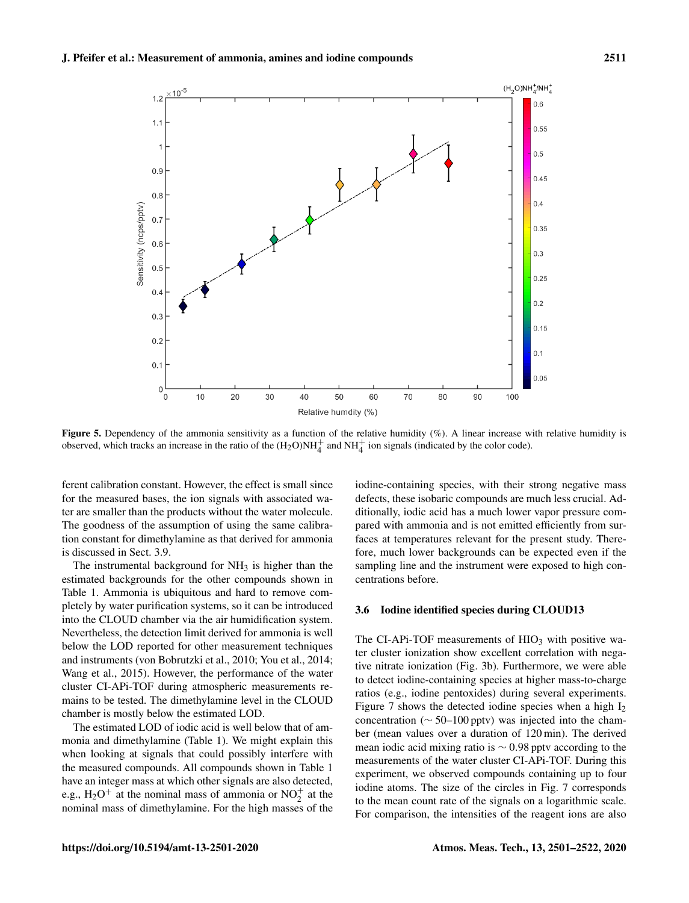**Figure 5.** Dependency of the ammonia sensitivity as a function of the relative humidity (%). A linear increase with relative humidity is observed, which tracks an increase in the ratio of the $(H_2O)NH_4^+$ and $NH_4^+$ ion signals (indicated by the color code).

ferent calibration constant. However, the effect is small since for the measured bases, the ion signals with associated water are smaller than the products without the water molecule. The goodness of the assumption of using the same calibration constant for dimethylamine as that derived for ammonia is discussed in Sect. 3.9.

The instrumental background for $NH_3$ is higher than the estimated backgrounds for the other compounds shown in Table 1. Ammonia is ubiquitous and hard to remove completely by water purification systems, so it can be introduced into the CLOUD chamber via the air humidification system. Nevertheless, the detection limit derived for ammonia is well below the LOD reported for other measurement techniques and instruments (von Bobrutzki et al., 2010; You et al., 2014; Wang et al., 2015). However, the performance of the water cluster CI-APi-TOF during atmospheric measurements remains to be tested. The dimethylamine level in the CLOUD chamber is mostly below the estimated LOD.

The estimated LOD of iodic acid is well below that of ammonia and dimethylamine (Table 1). We might explain this when looking at signals that could possibly interfere with the measured compounds. All compounds shown in Table 1 have an integer mass at which other signals are also detected, e.g., $H_2O^+$ at the nominal mass of ammonia or $NO_2^+$ at the nominal mass of dimethylamine. For the high masses of the iodine-containing species, with their strong negative mass defects, these isobaric compounds are much less crucial. Additionally, iodic acid has a much lower vapor pressure compared with ammonia and is not emitted efficiently from surfaces at temperatures relevant for the present study. Therefore, much lower backgrounds can be expected even if the sampling line and the instrument were exposed to high concentrations before.

### 3.6 Iodine identified species during CLOUD13

The CI-APi-TOF measurements of $HIO_3$ with positive water cluster ionization show excellent correlation with negative nitrate ionization (Fig. 3b). Furthermore, we were able to detect iodine-containing species at higher mass-to-charge ratios (e.g., iodine pentoxides) during several experiments. Figure 7 shows the detected iodine species when a high $I_2$ concentration ($\sim$ 50–100 pptv) was injected into the chamber (mean values over a duration of 120 min). The derived mean iodic acid mixing ratio is $\sim$ 0.98 pptv according to the measurements of the water cluster CI-APi-TOF. During this experiment, we observed compounds containing up to four iodine atoms. The size of the circles in Fig. 7 corresponds to the mean count rate of the signals on a logarithmic scale. For comparison, the intensities of the reagent ions are also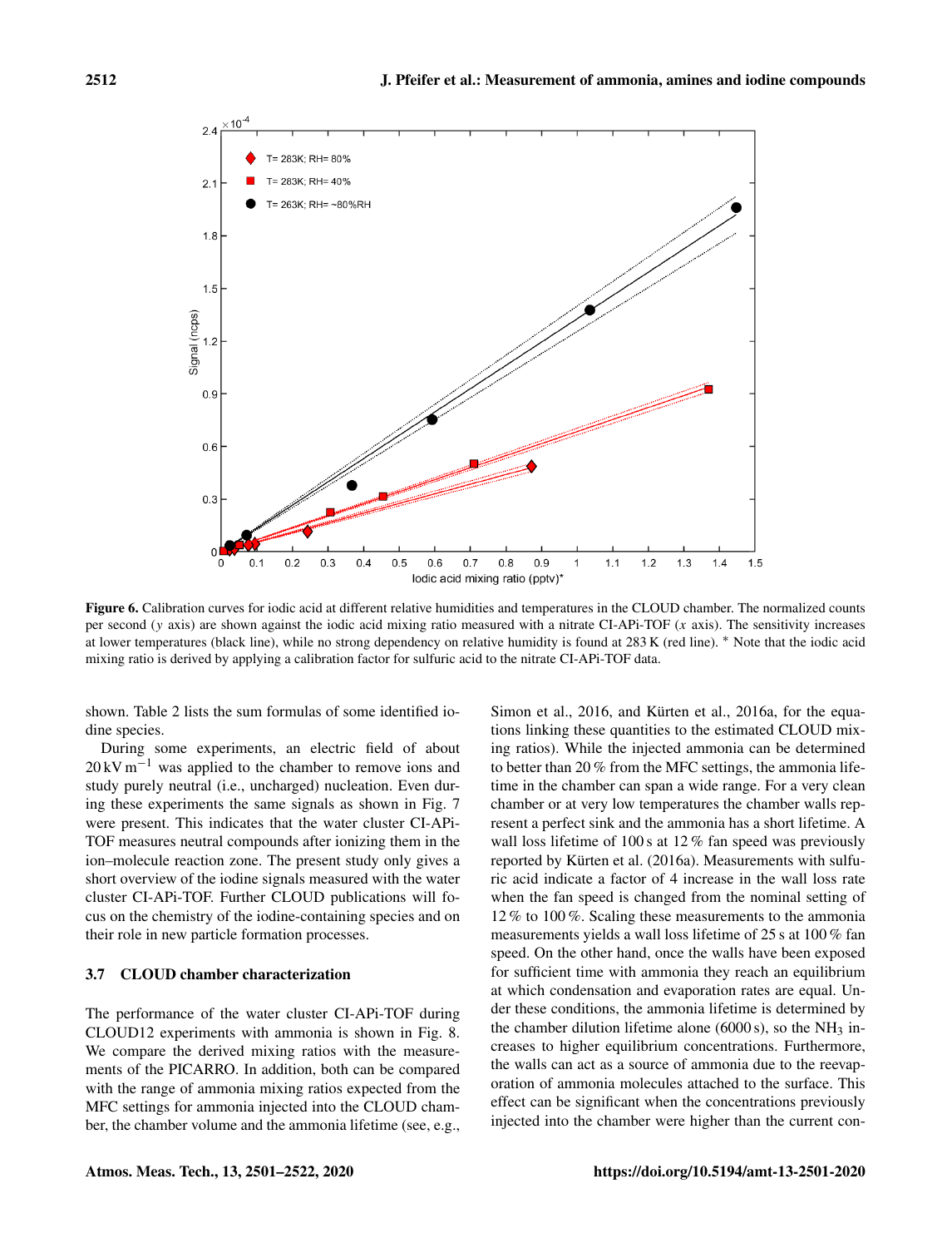Figure 6. Calibration curves for iodic acid at different relative humidities and temperatures in the CLOUD chamber. The normalized counts per second ($y$ axis) are shown against the iodic acid mixing ratio measured with a nitrate CI-APi-TOF ($x$ axis). The sensitivity increases at lower temperatures (black line), while no strong dependency on relative humidity is found at 283 K (red line). * Note that the iodic acid mixing ratio is derived by applying a calibration factor for sulfuric acid to the nitrate CI-APi-TOF data.

shown. Table 2 lists the sum formulas of some identified iodine species.

During some experiments, an electric field of about $20\,\mathrm{kV\,m^{-1}}$ was applied to the chamber to remove ions and study purely neutral (i.e., uncharged) nucleation. Even during these experiments the same signals as shown in Fig. 7 were present. This indicates that the water cluster CI-APi-TOF measures neutral compounds after ionizing them in the ion–molecule reaction zone. The present study only gives a short overview of the iodine signals measured with the water cluster CI-APi-TOF. Further CLOUD publications will focus on the chemistry of the iodine-containing species and on their role in new particle formation processes.

### 3.7 CLOUD chamber characterization

The performance of the water cluster CI-APi-TOF during CLOUD12 experiments with ammonia is shown in Fig. 8. We compare the derived mixing ratios with the measurements of the PICARRO. In addition, both can be compared with the range of ammonia mixing ratios expected from the MFC settings for ammonia injected into the CLOUD chamber, the chamber volume and the ammonia lifetime (see, e.g., Simon et al., 2016, and Kürten et al., 2016a, for the equations linking these quantities to the estimated CLOUD mixing ratios). While the injected ammonia can be determined to better than 20 % from the MFC settings, the ammonia lifetime in the chamber can span a wide range. For a very clean chamber or at very low temperatures the chamber walls represent a perfect sink and the ammonia has a short lifetime. A wall loss lifetime of 100 s at 12 % fan speed was previously reported by Kürten et al. (2016a). Measurements with sulfuric acid indicate a factor of 4 increase in the wall loss rate when the fan speed is changed from the nominal setting of 12 % to 100 %. Scaling these measurements to the ammonia measurements yields a wall loss lifetime of 25 s at 100 % fan speed. On the other hand, once the walls have been exposed for sufficient time with ammonia they reach an equilibrium at which condensation and evaporation rates are equal. Under these conditions, the ammonia lifetime is determined by the chamber dilution lifetime alone (6000 s), so the $NH_3$ increases to higher equilibrium concentrations. Furthermore, the walls can act as a source of ammonia due to the reevaporation of ammonia molecules attached to the surface. This effect can be significant when the concentrations previously injected into the chamber were higher than the current con-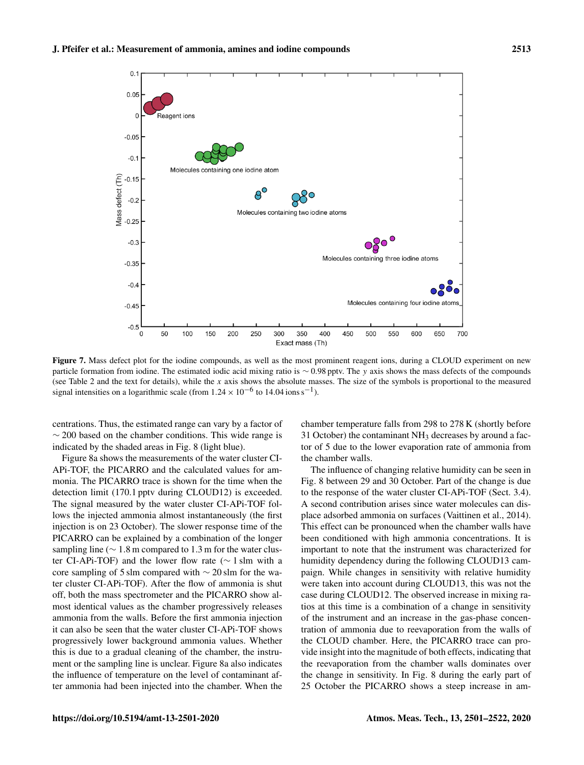**Figure 7.** Mass defect plot for the iodine compounds, as well as the most prominent reagent ions, during a CLOUD experiment on new particle formation from iodine. The estimated iodic acid mixing ratio is $\sim 0.98$ pptv. The $y$ axis shows the mass defects of the compounds (see Table 2 and the text for details), while the $x$ axis shows the absolute masses. The size of the symbols is proportional to the measured signal intensities on a logarithmic scale (from $1.24 \times 10^{-6}$ to 14.04 ions $s^{-1}$).

centrations. Thus, the estimated range can vary by a factor of $\sim 200$ based on the chamber conditions. This wide range is indicated by the shaded areas in Fig. 8 (light blue).

Figure 8a shows the measurements of the water cluster CI-APi-TOF, the PICARRO and the calculated values for ammonia. The PICARRO trace is shown for the time when the detection limit (170.1 pptv during CLOUD12) is exceeded. The signal measured by the water cluster CI-APi-TOF follows the injected ammonia almost instantaneously (the first injection is on 23 October). The slower response time of the PICARRO can be explained by a combination of the longer sampling line ($\sim 1.8$ m compared to 1.3 m for the water cluster CI-APi-TOF) and the lower flow rate ($\sim 1$ slm with a core sampling of 5 slm compared with $\sim 20$ slm for the water cluster CI-APi-TOF). After the flow of ammonia is shut off, both the mass spectrometer and the PICARRO show almost identical values as the chamber progressively releases ammonia from the walls. Before the first ammonia injection it can also be seen that the water cluster CI-APi-TOF shows progressively lower background ammonia values. Whether this is due to a gradual cleaning of the chamber, the instrument or the sampling line is unclear. Figure 8a also indicates the influence of temperature on the level of contaminant after ammonia had been injected into the chamber. When the chamber temperature falls from 298 to 278 K (shortly before 31 October) the contaminant $NH_3$ decreases by around a factor of 5 due to the lower evaporation rate of ammonia from the chamber walls.

The influence of changing relative humidity can be seen in Fig. 8 between 29 and 30 October. Part of the change is due to the response of the water cluster CI-APi-TOF (Sect. 3.4). A second contribution arises since water molecules can displace adsorbed ammonia on surfaces (Vaittinen et al., 2014). This effect can be pronounced when the chamber walls have been conditioned with high ammonia concentrations. It is important to note that the instrument was characterized for humidity dependency during the following CLOUD13 campaign. While changes in sensitivity with relative humidity were taken into account during CLOUD13, this was not the case during CLOUD12. The observed increase in mixing ratios at this time is a combination of a change in sensitivity of the instrument and an increase in the gas-phase concentration of ammonia due to reevaporation from the walls of the CLOUD chamber. Here, the PICARRO trace can provide insight into the magnitude of both effects, indicating that the reevaporation from the chamber walls dominates over the change in sensitivity. In Fig. 8 during the early part of 25 October the PICARRO shows a steep increase in am-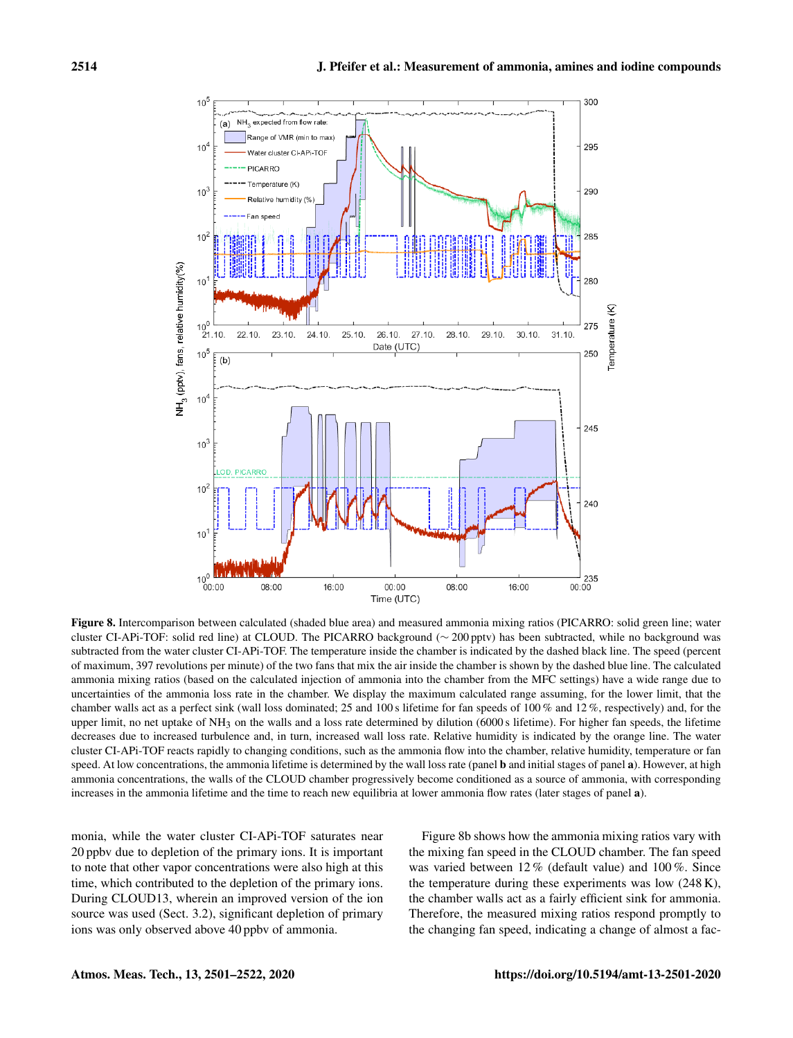**Figure 8.** Intercomparison between calculated (shaded blue area) and measured ammonia mixing ratios (PICARRO: solid green line; water cluster CI-APi-TOF: solid red line) at CLOUD. The PICARRO background (∼ 200 pptv) has been subtracted, while no background was subtracted from the water cluster CI-APi-TOF. The temperature inside the chamber is indicated by the dashed black line. The speed (percent of maximum, 397 revolutions per minute) of the two fans that mix the air inside the chamber is shown by the dashed blue line. The calculated ammonia mixing ratios (based on the calculated injection of ammonia into the chamber from the MFC settings) have a wide range due to uncertainties of the ammonia loss rate in the chamber. We display the maximum calculated range assuming, for the lower limit, that the chamber walls act as a perfect sink (wall loss dominated; 25 and 100 s lifetime for fan speeds of 100 % and 12 %, respectively) and, for the upper limit, no net uptake of $NH_3$ on the walls and a loss rate determined by dilution (6000 s lifetime). For higher fan speeds, the lifetime decreases due to increased turbulence and, in turn, increased wall loss rate. Relative humidity is indicated by the orange line. The water cluster CI-APi-TOF reacts rapidly to changing conditions, such as the ammonia flow into the chamber, relative humidity, temperature or fan speed. At low concentrations, the ammonia lifetime is determined by the wall loss rate (panel **b** and initial stages of panel **a**). However, at high ammonia concentrations, the walls of the CLOUD chamber progressively become conditioned as a source of ammonia, with corresponding increases in the ammonia lifetime and the time to reach new equilibria at lower ammonia flow rates (later stages of panel **a**).

monia, while the water cluster CI-APi-TOF saturates near 20 ppbv due to depletion of the primary ions. It is important to note that other vapor concentrations were also high at this time, which contributed to the depletion of the primary ions. During CLOUD13, wherein an improved version of the ion source was used (Sect. 3.2), significant depletion of primary ions was only observed above 40 ppbv of ammonia.

Figure 8b shows how the ammonia mixing ratios vary with the mixing fan speed in the CLOUD chamber. The fan speed was varied between 12 % (default value) and 100 %. Since the temperature during these experiments was low (248 K), the chamber walls act as a fairly efficient sink for ammonia. Therefore, the measured mixing ratios respond promptly to the changing fan speed, indicating a change of almost a fac-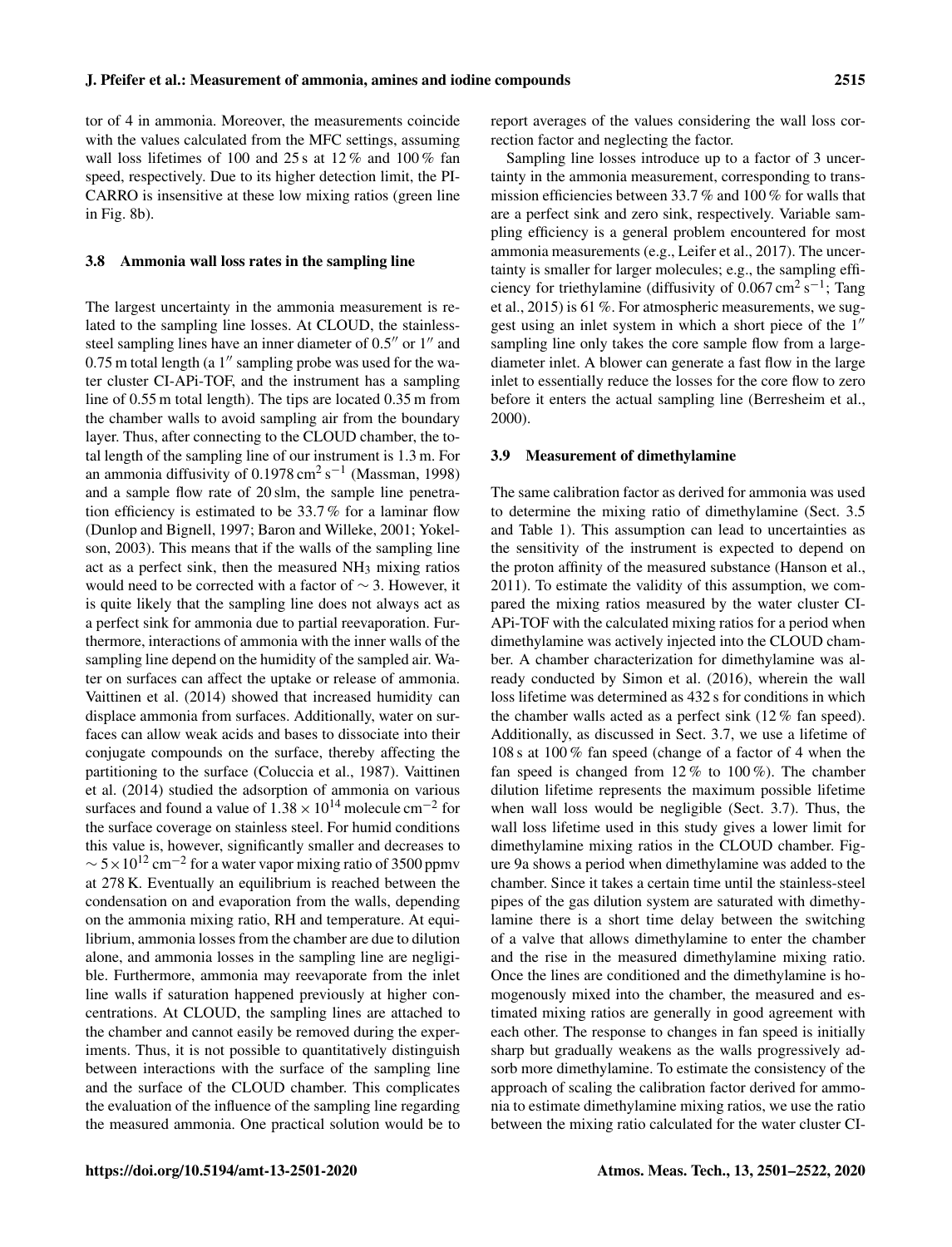tor of 4 in ammonia. Moreover, the measurements coincide with the values calculated from the MFC settings, assuming wall loss lifetimes of 100 and 25 s at 12 % and 100 % fan speed, respectively. Due to its higher detection limit, the PICARRO is insensitive at these low mixing ratios (green line in Fig. 8b).

### 3.8 Ammonia wall loss rates in the sampling line

The largest uncertainty in the ammonia measurement is related to the sampling line losses. At CLOUD, the stainless-steel sampling lines have an inner diameter of 0.5″ or 1″ and 0.75 m total length (a 1″ sampling probe was used for the water cluster CI-APi-TOF, and the instrument has a sampling line of 0.55 m total length). The tips are located 0.35 m from the chamber walls to avoid sampling air from the boundary layer. Thus, after connecting to the CLOUD chamber, the total length of the sampling line of our instrument is 1.3 m. For an ammonia diffusivity of $0.1978\,\mathrm{cm^2\,s^{-1}}$ (Massman, 1998) and a sample flow rate of 20 slm, the sample line penetration efficiency is estimated to be 33.7 % for a laminar flow (Dunlop and Bignell, 1997; Baron and Willeke, 2001; Yokelson, 2003). This means that if the walls of the sampling line act as a perfect sink, then the measured $NH_3$ mixing ratios would need to be corrected with a factor of $\sim 3$. However, it is quite likely that the sampling line does not always act as a perfect sink for ammonia due to partial reevaporation. Furthermore, interactions of ammonia with the inner walls of the sampling line depend on the humidity of the sampled air. Water on surfaces can affect the uptake or release of ammonia. Vaittinen et al. (2014) showed that increased humidity can displace ammonia from surfaces. Additionally, water on surfaces can allow weak acids and bases to dissociate into their conjugate compounds on the surface, thereby affecting the partitioning to the surface (Coluccia et al., 1987). Vaittinen et al. (2014) studied the adsorption of ammonia on various surfaces and found a value of $1.38 \times 10^{14}$ molecule $\mathrm{cm^{-2}}$ for the surface coverage on stainless steel. For humid conditions this value is, however, significantly smaller and decreases to $\sim 5\times10^{12}\,\mathrm{cm^{-2}}$ for a water vapor mixing ratio of 3500 ppmv at 278 K. Eventually an equilibrium is reached between the condensation on and evaporation from the walls, depending on the ammonia mixing ratio, RH and temperature. At equilibrium, ammonia losses from the chamber are due to dilution alone, and ammonia losses in the sampling line are negligible. Furthermore, ammonia may reevaporate from the inlet line walls if saturation happened previously at higher concentrations. At CLOUD, the sampling lines are attached to the chamber and cannot easily be removed during the experiments. Thus, it is not possible to quantitatively distinguish between interactions with the surface of the sampling line and the surface of the CLOUD chamber. This complicates the evaluation of the influence of the sampling line regarding the measured ammonia. One practical solution would be to report averages of the values considering the wall loss correction factor and neglecting the factor.

Sampling line losses introduce up to a factor of 3 uncertainty in the ammonia measurement, corresponding to transmission efficiencies between 33.7 % and 100 % for walls that are a perfect sink and zero sink, respectively. Variable sampling efficiency is a general problem encountered for most ammonia measurements (e.g., Leifer et al., 2017). The uncertainty is smaller for larger molecules; e.g., the sampling efficiency for triethylamine (diffusivity of $0.067\,\mathrm{cm^2\,s^{-1}}$; Tang et al., 2015) is 61 %. For atmospheric measurements, we suggest using an inlet system in which a short piece of the 1″ sampling line only takes the core sample flow from a large-diameter inlet. A blower can generate a fast flow in the large inlet to essentially reduce the losses for the core flow to zero before it enters the actual sampling line (Berresheim et al., 2000).

### 3.9 Measurement of dimethylamine

The same calibration factor as derived for ammonia was used to determine the mixing ratio of dimethylamine (Sect. 3.5 and Table 1). This assumption can lead to uncertainties as the sensitivity of the instrument is expected to depend on the proton affinity of the measured substance (Hanson et al., 2011). To estimate the validity of this assumption, we compared the mixing ratios measured by the water cluster CI-APi-TOF with the calculated mixing ratios for a period when dimethylamine was actively injected into the CLOUD chamber. A chamber characterization for dimethylamine was already conducted by Simon et al. (2016), wherein the wall loss lifetime was determined as 432 s for conditions in which the chamber walls acted as a perfect sink (12 % fan speed). Additionally, as discussed in Sect. 3.7, we use a lifetime of 108 s at 100 % fan speed (change of a factor of 4 when the fan speed is changed from 12 % to 100 %). The chamber dilution lifetime represents the maximum possible lifetime when wall loss would be negligible (Sect. 3.7). Thus, the wall loss lifetime used in this study gives a lower limit for dimethylamine mixing ratios in the CLOUD chamber. Figure 9a shows a period when dimethylamine was added to the chamber. Since it takes a certain time until the stainless-steel pipes of the gas dilution system are saturated with dimethylamine there is a short time delay between the switching of a valve that allows dimethylamine to enter the chamber and the rise in the measured dimethylamine mixing ratio. Once the lines are conditioned and the dimethylamine is homogenously mixed into the chamber, the measured and estimated mixing ratios are generally in good agreement with each other. The response to changes in fan speed is initially sharp but gradually weakens as the walls progressively adsorb more dimethylamine. To estimate the consistency of the approach of scaling the calibration factor derived for ammonia to estimate dimethylamine mixing ratios, we use the ratio between the mixing ratio calculated for the water cluster CI-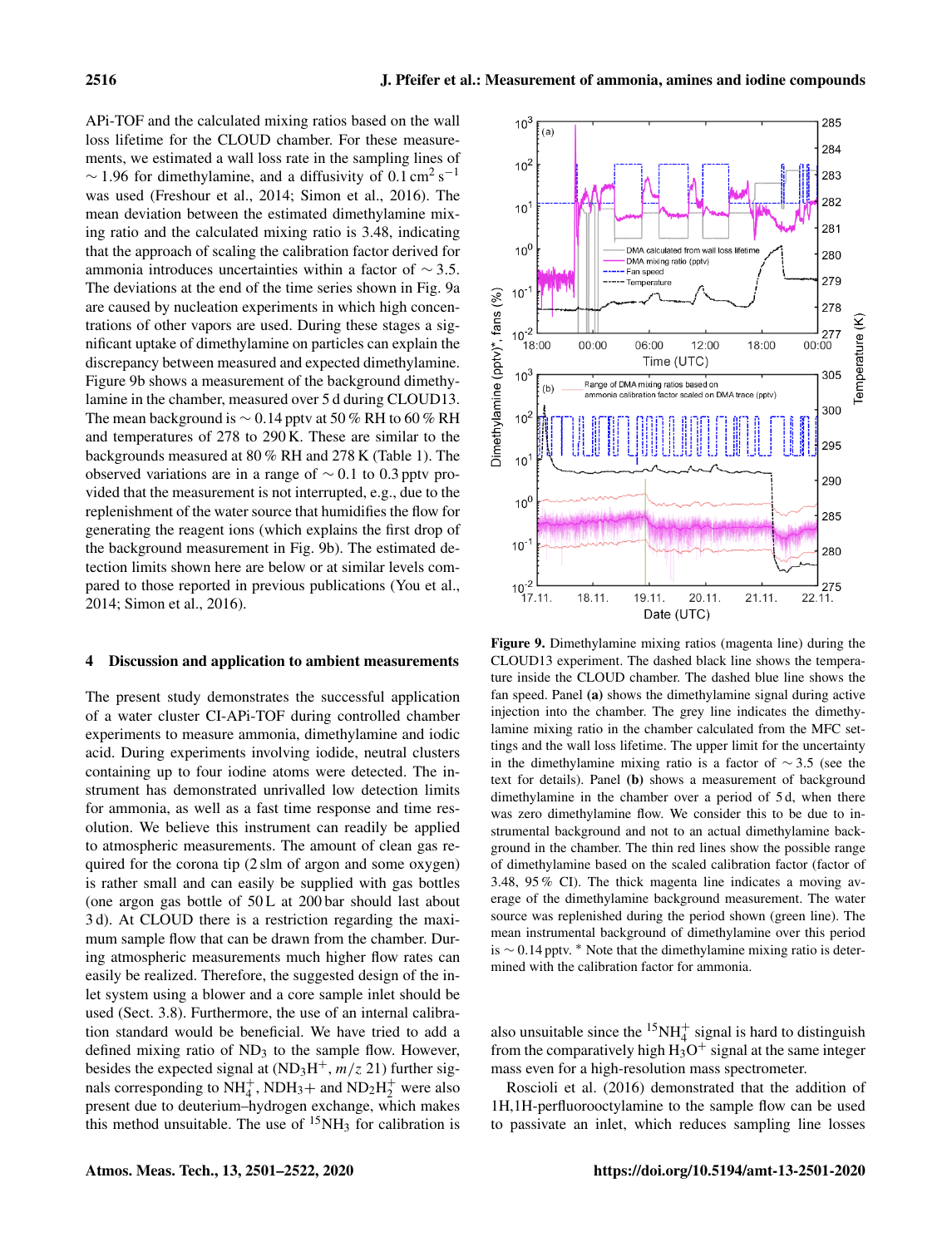APi-TOF and the calculated mixing ratios based on the wall loss lifetime for the CLOUD chamber. For these measurements, we estimated a wall loss rate in the sampling lines of $\sim 1.96$ for dimethylamine, and a diffusivity of $0.1\,\mathrm{cm^2\,s^{-1}}$ was used (Freshour et al., 2014; Simon et al., 2016). The mean deviation between the estimated dimethylamine mixing ratio and the calculated mixing ratio is 3.48, indicating that the approach of scaling the calibration factor derived for ammonia introduces uncertainties within a factor of $\sim 3.5$. The deviations at the end of the time series shown in Fig. 9a are caused by nucleation experiments in which high concentrations of other vapors are used. During these stages a significant uptake of dimethylamine on particles can explain the discrepancy between measured and expected dimethylamine. Figure 9b shows a measurement of the background dimethylamine in the chamber, measured over 5 d during CLOUD13. The mean background is $\sim 0.14$ pptv at 50 % RH to 60 % RH and temperatures of 278 to 290 K. These are similar to the backgrounds measured at 80 % RH and 278 K (Table 1). The observed variations are in a range of $\sim 0.1$ to 0.3 pptv provided that the measurement is not interrupted, e.g., due to the replenishment of the water source that humidifies the flow for generating the reagent ions (which explains the first drop of the background measurement in Fig. 9b). The estimated detection limits shown here are below or at similar levels compared to those reported in previous publications (You et al., 2014; Simon et al., 2016).

**Figure 9.** Dimethylamine mixing ratios (magenta line) during the CLOUD13 experiment. The dashed black line shows the temperature inside the CLOUD chamber. The dashed blue line shows the fan speed. Panel **(a)** shows the dimethylamine signal during active injection into the chamber. The grey line indicates the dimethylamine mixing ratio in the chamber calculated from the MFC settings and the wall loss lifetime. The upper limit for the uncertainty in the dimethylamine mixing ratio is a factor of $\sim 3.5$ (see the text for details). Panel **(b)** shows a measurement of background dimethylamine in the chamber over a period of 5 d, when there was zero dimethylamine flow. We consider this to be due to instrumental background and not to an actual dimethylamine background in the chamber. The thin red lines show the possible range of dimethylamine based on the scaled calibration factor (factor of 3.48, 95 % CI). The thick magenta line indicates a moving average of the dimethylamine background measurement. The water source was replenished during the period shown (green line). The mean instrumental background of dimethylamine over this period is $\sim 0.14$ pptv. * Note that the dimethylamine mixing ratio is determined with the calibration factor for ammonia.

## 4 Discussion and application to ambient measurements

The present study demonstrates the successful application of a water cluster CI-APi-TOF during controlled chamber experiments to measure ammonia, dimethylamine and iodic acid. During experiments involving iodide, neutral clusters containing up to four iodine atoms were detected. The instrument has demonstrated unrivalled low detection limits for ammonia, as well as a fast time response and time resolution. We believe this instrument can readily be applied to atmospheric measurements. The amount of clean gas required for the corona tip (2 slm of argon and some oxygen) is rather small and can easily be supplied with gas bottles (one argon gas bottle of 50 L at 200 bar should last about 3 d). At CLOUD there is a restriction regarding the maximum sample flow that can be drawn from the chamber. During atmospheric measurements much higher flow rates can easily be realized. Therefore, the suggested design of the inlet system using a blower and a core sample inlet should be used (Sect. 3.8). Furthermore, the use of an internal calibration standard would be beneficial. We have tried to add a defined mixing ratio of $ND_3$ to the sample flow. However, besides the expected signal at ($ND_3H^+$, $m/z$ 21) further signals corresponding to $NH_4^+$, $NDH_3^+$ and $ND_2H_2^+$ were also present due to deuterium–hydrogen exchange, which makes this method unsuitable. The use of $^{15}NH_3$ for calibration is also unsuitable since the $^{15}NH_4^+$ signal is hard to distinguish from the comparatively high $H_3O^+$ signal at the same integer mass even for a high-resolution mass spectrometer.

Roscioli et al. (2016) demonstrated that the addition of 1H,1H-perfluorooctylamine to the sample flow can be used to passivate an inlet, which reduces sampling line losses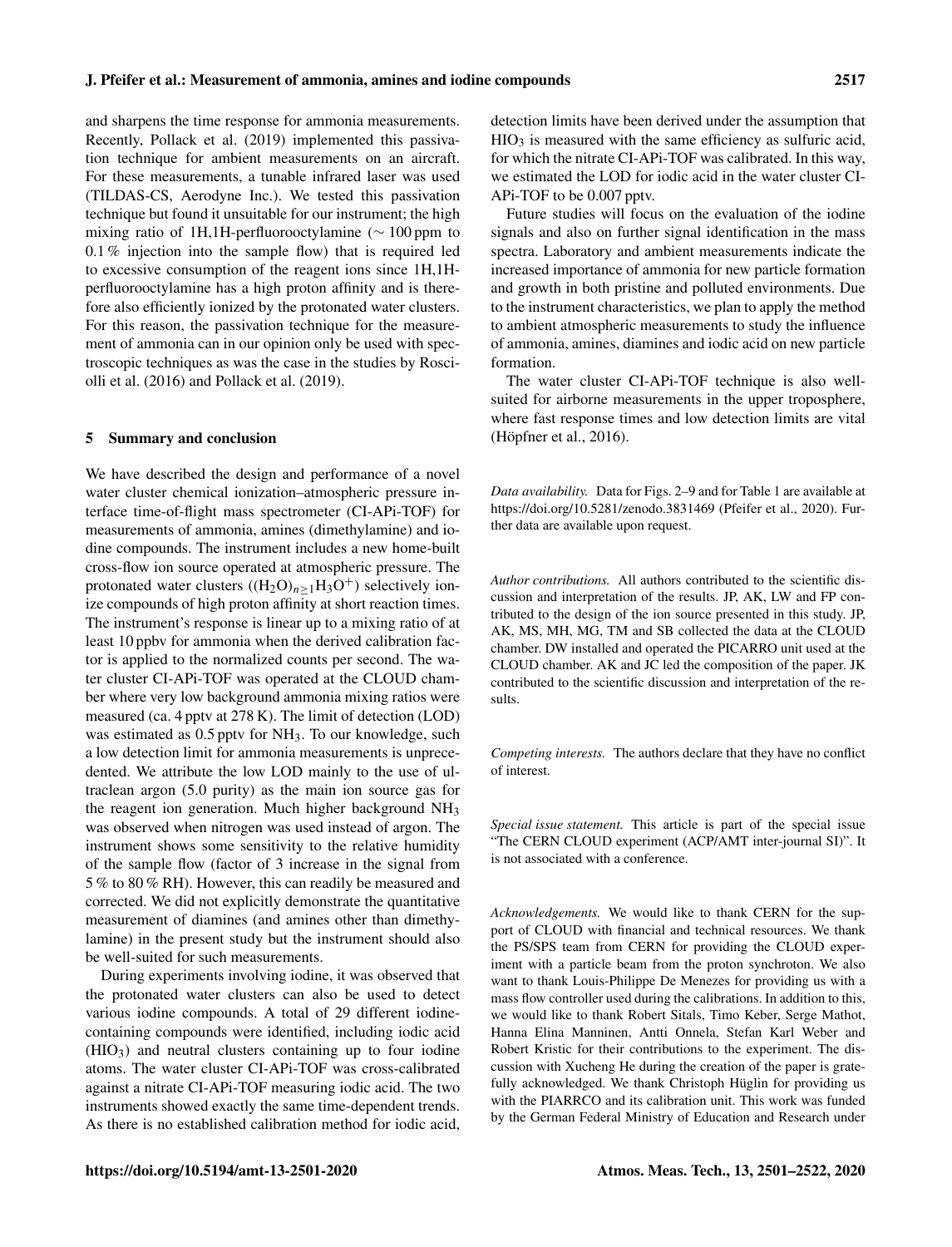and sharpens the time response for ammonia measurements. Recently, Pollack et al. (2019) implemented this passivation technique for ambient measurements on an aircraft. For these measurements, a tunable infrared laser was used (TILDAS-CS, Aerodyne Inc.). We tested this passivation technique but found it unsuitable for our instrument; the high mixing ratio of 1H,1H-perfluorooctylamine (∼ 100 ppm to 0.1 % injection into the sample flow) that is required led to excessive consumption of the reagent ions since 1H,1H-perfluorooctylamine has a high proton affinity and is therefore also efficiently ionized by the protonated water clusters. For this reason, the passivation technique for the measurement of ammonia can in our opinion only be used with spectroscopic techniques as was the case in the studies by Roscioli et al. (2016) and Pollack et al. (2019).

## 5 Summary and conclusion

We have described the design and performance of a novel water cluster chemical ionization–atmospheric pressure interface time-of-flight mass spectrometer (CI-APi-TOF) for measurements of ammonia, amines (dimethylamine) and iodine compounds. The instrument includes a new home-built cross-flow ion source operated at atmospheric pressure. The protonated water clusters ($(H_2O)_{n\geq1}H_3O^+$) selectively ionize compounds of high proton affinity at short reaction times. The instrument's response is linear up to a mixing ratio of at least 10 ppbv for ammonia when the derived calibration factor is applied to the normalized counts per second. The water cluster CI-APi-TOF was operated at the CLOUD chamber where very low background ammonia mixing ratios were measured (ca. 4 pptv at 278 K). The limit of detection (LOD) was estimated as 0.5 pptv for $NH_3$. To our knowledge, such a low detection limit for ammonia measurements is unprecedented. We attribute the low LOD mainly to the use of ultraclean argon (5.0 purity) as the main ion source gas for the reagent ion generation. Much higher background $NH_3$ was observed when nitrogen was used instead of argon. The instrument shows some sensitivity to the relative humidity of the sample flow (factor of 3 increase in the signal from 5 % to 80 % RH). However, this can readily be measured and corrected. We did not explicitly demonstrate the quantitative measurement of diamines (and amines other than dimethylamine) in the present study but the instrument should also be well-suited for such measurements.

During experiments involving iodine, it was observed that the protonated water clusters can also be used to detect various iodine compounds. A total of 29 different iodine-containing compounds were identified, including iodic acid ($HIO_3$) and neutral clusters containing up to four iodine atoms. The water cluster CI-APi-TOF was cross-calibrated against a nitrate CI-APi-TOF measuring iodic acid. The two instruments showed exactly the same time-dependent trends. As there is no established calibration method for iodic acid, detection limits have been derived under the assumption that $HIO_3$ is measured with the same efficiency as sulfuric acid, for which the nitrate CI-APi-TOF was calibrated. In this way, we estimated the LOD for iodic acid in the water cluster CI-APi-TOF to be 0.007 pptv.

Future studies will focus on the evaluation of the iodine signals and also on further signal identification in the mass spectra. Laboratory and ambient measurements indicate the increased importance of ammonia for new particle formation and growth in both pristine and polluted environments. Due to the instrument characteristics, we plan to apply the method to ambient atmospheric measurements to study the influence of ammonia, amines, diamines and iodic acid on new particle formation.

The water cluster CI-APi-TOF technique is also well-suited for airborne measurements in the upper troposphere, where fast response times and low detection limits are vital (Höpfner et al., 2016).

*Data availability.* Data for Figs. 2–9 and for Table 1 are available at https://doi.org/10.5281/zenodo.3831469 (Pfeifer et al., 2020). Further data are available upon request.

*Author contributions.* All authors contributed to the scientific discussion and interpretation of the results. JP, AK, LW and FP contributed to the design of the ion source presented in this study. JP, AK, MS, MH, MG, TM and SB collected the data at the CLOUD chamber. DW installed and operated the PICARRO unit used at the CLOUD chamber. AK and JC led the composition of the paper. JK contributed to the scientific discussion and interpretation of the results.

*Competing interests.* The authors declare that they have no conflict of interest.

*Special issue statement.* This article is part of the special issue "The CERN CLOUD experiment (ACP/AMT inter-journal SI)". It is not associated with a conference.

*Acknowledgements.* We would like to thank CERN for the support of CLOUD with financial and technical resources. We thank the PS/SPS team from CERN for providing the CLOUD experiment with a particle beam from the proton synchrotron. We also want to thank Louis-Philippe De Menezes for providing us with a mass flow controller used during the calibrations. In addition to this, we would like to thank Robert Sitals, Timo Keber, Serge Mathot, Hanna Elina Manninen, Antti Onnela, Stefan Karl Weber and Robert Kristic for their contributions to the experiment. The discussion with Xucheng He during the creation of the paper is gratefully acknowledged. We thank Christoph Hüglin for providing us with the PIARRCO and its calibration unit. This work was funded by the German Federal Ministry of Education and Research under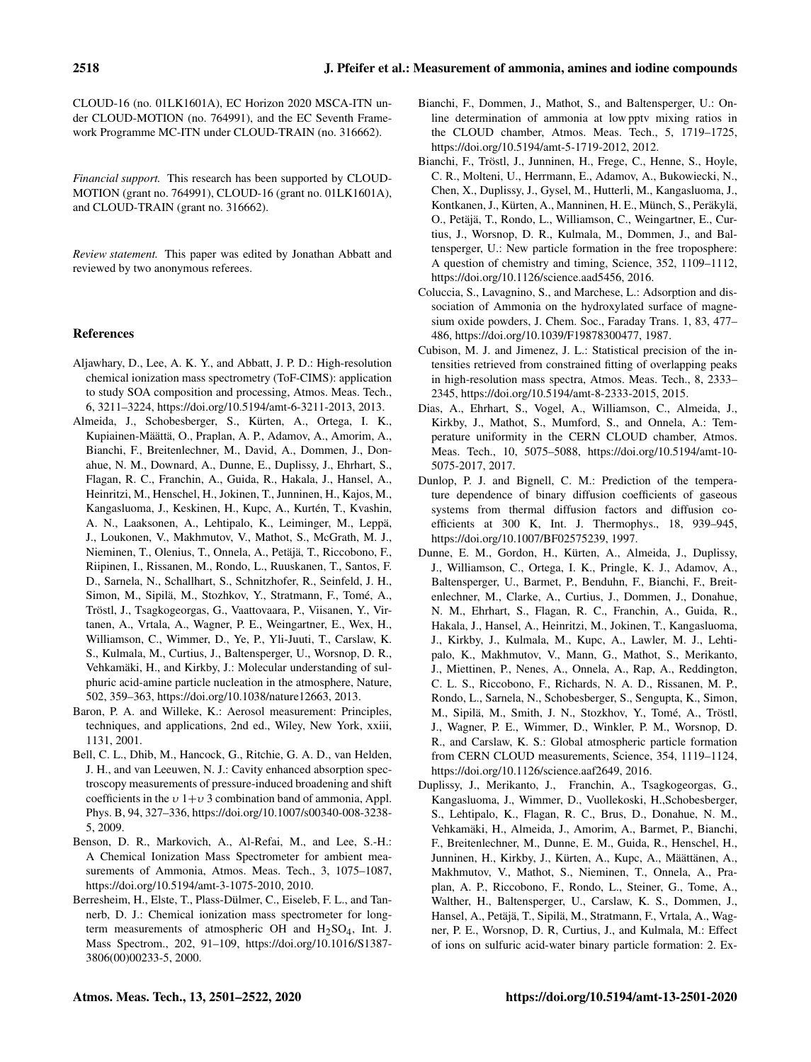CLOUD-16 (no. 01LK1601A), EC Horizon 2020 MSCA-ITN under CLOUD-MOTION (no. 764991), and the EC Seventh Framework Programme MC-ITN under CLOUD-TRAIN (no. 316662).

*Financial support.* This research has been supported by CLOUD-MOTION (grant no. 764991), CLOUD-16 (grant no. 01LK1601A), and CLOUD-TRAIN (grant no. 316662).

*Review statement.* This paper was edited by Jonathan Abbatt and reviewed by two anonymous referees.

## References

Aljawhary, D., Lee, A. K. Y., and Abbatt, J. P. D.: High-resolution chemical ionization mass spectrometry (ToF-CIMS): application to study SOA composition and processing, Atmos. Meas. Tech., 6, 3211–3224, https://doi.org/10.5194/amt-6-3211-2013, 2013.

Almeida, J., Schobesberger, S., Kürten, A., Ortega, I. K., Kupiainen-Määttä, O., Praplan, A. P., Adamov, A., Amorim, A., Bianchi, F., Breitenlechner, M., David, A., Dommen, J., Donahue, N. M., Downard, A., Dunne, E., Duplissy, J., Ehrhart, S., Flagan, R. C., Franchin, A., Guida, R., Hakala, J., Hansel, A., Heinritzi, M., Henschel, H., Jokinen, T., Junninen, H., Kajos, M., Kangasluoma, J., Keskinen, H., Kupc, A., Kurtén, T., Kvashin, A. N., Laaksonen, A., Lehtipalo, K., Leiminger, M., Leppä, J., Loukonen, V., Makhmutov, V., Mathot, S., McGrath, M. J., Nieminen, T., Olenius, T., Onnela, A., Petäjä, T., Riccobono, F., Riipinen, I., Rissanen, M., Rondo, L., Ruuskanen, T., Santos, F. D., Sarnela, N., Schallhart, S., Schnitzhofer, R., Seinfeld, J. H., Simon, M., Sipilä, M., Stozhkov, Y., Stratmann, F., Tomé, A., Tröstl, J., Tsagkogeorgas, G., Vaattovaara, P., Viisanen, Y., Virtanen, A., Vrtala, A., Wagner, P. E., Weingartner, E., Wex, H., Williamson, C., Wimmer, D., Ye, P., Yli-Juuti, T., Carslaw, K. S., Kulmala, M., Curtius, J., Baltensperger, U., Worsnop, D. R., Vehkamäki, H., and Kirkby, J.: Molecular understanding of sulphuric acid-amine particle nucleation in the atmosphere, Nature, 502, 359–363, https://doi.org/10.1038/nature12663, 2013.

Baron, P. A. and Willeke, K.: Aerosol measurement: Principles, techniques, and applications, 2nd ed., Wiley, New York, xxiii, 1131, 2001.

Bell, C. L., Dhib, M., Hancock, G., Ritchie, G. A. D., van Helden, J. H., and van Leeuwen, N. J.: Cavity enhanced absorption spectroscopy measurements of pressure-induced broadening and shift coefficients in the $\upsilon$ 1+$\upsilon$ 3 combination band of ammonia, Appl. Phys. B, 94, 327–336, https://doi.org/10.1007/s00340-008-3238-5, 2009.

Benson, D. R., Markovich, A., Al-Refai, M., and Lee, S.-H.: A Chemical Ionization Mass Spectrometer for ambient measurements of Ammonia, Atmos. Meas. Tech., 3, 1075–1087, https://doi.org/10.5194/amt-3-1075-2010, 2010.

Berresheim, H., Elste, T., Plass-Dülmer, C., Eiseleb, F. L., and Tannerb, D. J.: Chemical ionization mass spectrometer for long-term measurements of atmospheric OH and $H_2SO_4$, Int. J. Mass Spectrom., 202, 91–109, https://doi.org/10.1016/S1387-3806(00)00233-5, 2000.

Bianchi, F., Dommen, J., Mathot, S., and Baltensperger, U.: On-line determination of ammonia at low pptv mixing ratios in the CLOUD chamber, Atmos. Meas. Tech., 5, 1719–1725, https://doi.org/10.5194/amt-5-1719-2012, 2012.

Bianchi, F., Tröstl, J., Junninen, H., Frege, C., Henne, S., Hoyle, C. R., Molteni, U., Herrmann, E., Adamov, A., Bukowiecki, N., Chen, X., Duplissy, J., Gysel, M., Hutterli, M., Kangasluoma, J., Kontkanen, J., Kürten, A., Manninen, H. E., Münch, S., Peräkylä, O., Petäjä, T., Rondo, L., Williamson, C., Weingartner, E., Curtius, J., Worsnop, D. R., Kulmala, M., Dommen, J., and Baltensperger, U.: New particle formation in the free troposphere: A question of chemistry and timing, Science, 352, 1109–1112, https://doi.org/10.1126/science.aad5456, 2016.

Coluccia, S., Lavagnino, S., and Marchese, L.: Adsorption and dissociation of Ammonia on the hydroxylated surface of magnesium oxide powders, J. Chem. Soc., Faraday Trans. 1, 83, 477–486, https://doi.org/10.1039/F19878300477, 1987.

Cubison, M. J. and Jimenez, J. L.: Statistical precision of the intensities retrieved from constrained fitting of overlapping peaks in high-resolution mass spectra, Atmos. Meas. Tech., 8, 2333–2345, https://doi.org/10.5194/amt-8-2333-2015, 2015.

Dias, A., Ehrhart, S., Vogel, A., Williamson, C., Almeida, J., Kirkby, J., Mathot, S., Mumford, S., and Onnela, A.: Temperature uniformity in the CERN CLOUD chamber, Atmos. Meas. Tech., 10, 5075–5088, https://doi.org/10.5194/amt-10-5075-2017, 2017.

Dunlop, P. J. and Bignell, C. M.: Prediction of the temperature dependence of binary diffusion coefficients of gaseous systems from thermal diffusion factors and diffusion coefficients at 300 K, Int. J. Thermophys., 18, 939–945, https://doi.org/10.1007/BF02575239, 1997.

Dunne, E. M., Gordon, H., Kürten, A., Almeida, J., Duplissy, J., Williamson, C., Ortega, I. K., Pringle, K. J., Adamov, A., Baltensperger, U., Barmet, P., Benduhn, F., Bianchi, F., Breitenlechner, M., Clarke, A., Curtius, J., Dommen, J., Donahue, N. M., Ehrhart, S., Flagan, R. C., Franchin, A., Guida, R., Hakala, J., Hansel, A., Heinritzi, M., Jokinen, T., Kangasluoma, J., Kirkby, J., Kulmala, M., Kupc, A., Lawler, M. J., Lehtipalo, K., Makhmutov, V., Mann, G., Mathot, S., Merikanto, J., Miettinen, P., Nenes, A., Onnela, A., Rap, A., Reddington, C. L. S., Riccobono, F., Richards, N. A. D., Rissanen, M. P., Rondo, L., Sarnela, N., Schobesberger, S., Sengupta, K., Simon, M., Sipilä, M., Smith, J. N., Stozkhov, Y., Tomé, A., Tröstl, J., Wagner, P. E., Wimmer, D., Winkler, P. M., Worsnop, D. R., and Carslaw, K. S.: Global atmospheric particle formation from CERN CLOUD measurements, Science, 354, 1119–1124, https://doi.org/10.1126/science.aaf2649, 2016.

Duplissy, J., Merikanto, J., Franchin, A., Tsagkogeorgas, G., Kangasluoma, J., Wimmer, D., Vuollekoski, H.,Schobesberger, S., Lehtipalo, K., Flagan, R. C., Brus, D., Donahue, N. M., Vehkamäki, H., Almeida, J., Amorim, A., Barmet, P., Bianchi, F., Breitenlechner, M., Dunne, E. M., Guida, R., Henschel, H., Junninen, H., Kirkby, J., Kürten, A., Kupc, A., Määttänen, A., Makhmutov, V., Mathot, S., Nieminen, T., Onnela, A., Praplan, A. P., Riccobono, F., Rondo, L., Steiner, G., Tome, A., Walther, H., Baltensperger, U., Carslaw, K. S., Dommen, J., Hansel, A., Petäjä, T., Sipilä, M., Stratmann, F., Vrtala, A., Wagner, P. E., Worsnop, D. R, Curtius, J., and Kulmala, M.: Effect of ions on sulfuric acid-water binary particle formation: 2. Ex-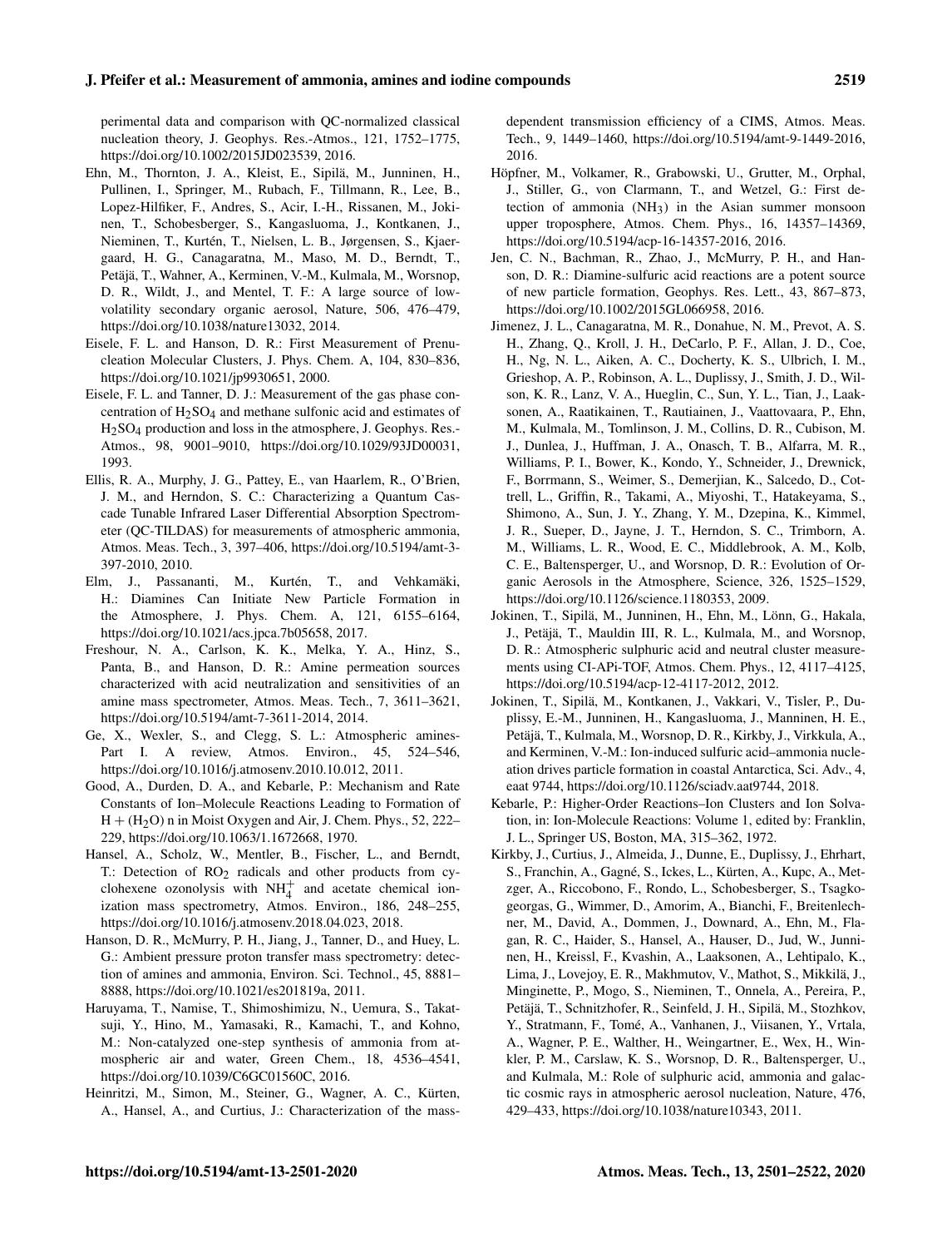perimental data and comparison with QC-normalized classical nucleation theory, J. Geophys. Res.-Atmos., 121, 1752–1775, https://doi.org/10.1002/2015JD023539, 2016.

Ehn, M., Thornton, J. A., Kleist, E., Sipilä, M., Junninen, H., Pullinen, I., Springer, M., Rubach, F., Tillmann, R., Lee, B., Lopez-Hilfiker, F., Andres, S., Acir, I.-H., Rissanen, M., Jokinen, T., Schobesberger, S., Kangasluoma, J., Kontkanen, J., Nieminen, T., Kurtén, T., Nielsen, L. B., Jørgensen, S., Kjaergaard, H. G., Canagaratna, M., Maso, M. D., Berndt, T., Petäjä, T., Wahner, A., Kerminen, V.-M., Kulmala, M., Worsnop, D. R., Wildt, J., and Mentel, T. F.: A large source of low-volatility secondary organic aerosol, Nature, 506, 476–479, https://doi.org/10.1038/nature13032, 2014.

Eisele, F. L. and Hanson, D. R.: First Measurement of Prenucleation Molecular Clusters, J. Phys. Chem. A, 104, 830–836, https://doi.org/10.1021/jp9930651, 2000.

Eisele, F. L. and Tanner, D. J.: Measurement of the gas phase concentration of $H_2SO_4$ and methane sulfonic acid and estimates of $H_2SO_4$ production and loss in the atmosphere, J. Geophys. Res.-Atmos., 98, 9001–9010, https://doi.org/10.1029/93JD00031, 1993.

Ellis, R. A., Murphy, J. G., Pattey, E., van Haarlem, R., O'Brien, J. M., and Herndon, S. C.: Characterizing a Quantum Cascade Tunable Infrared Laser Differential Absorption Spectrometer (QC-TILDAS) for measurements of atmospheric ammonia, Atmos. Meas. Tech., 3, 397–406, https://doi.org/10.5194/amt-3-397-2010, 2010.

Elm, J., Passananti, M., Kurtén, T., and Vehkamäki, H.: Diamines Can Initiate New Particle Formation in the Atmosphere, J. Phys. Chem. A, 121, 6155–6164, https://doi.org/10.1021/acs.jpca.7b05658, 2017.

Freshour, N. A., Carlson, K. K., Melka, Y. A., Hinz, S., Panta, B., and Hanson, D. R.: Amine permeation sources characterized with acid neutralization and sensitivities of an amine mass spectrometer, Atmos. Meas. Tech., 7, 3611–3621, https://doi.org/10.5194/amt-7-3611-2014, 2014.

Ge, X., Wexler, S., and Clegg, S. L.: Atmospheric amines-Part I. A review, Atmos. Environ., 45, 524–546, https://doi.org/10.1016/j.atmosenv.2010.10.012, 2011.

Good, A., Durden, D. A., and Kebarle, P.: Mechanism and Rate Constants of Ion–Molecule Reactions Leading to Formation of $H + (H_2O)$ n in Moist Oxygen and Air, J. Chem. Phys., 52, 222–229, https://doi.org/10.1063/1.1672668, 1970.

Hansel, A., Scholz, W., Mentler, B., Fischer, L., and Berndt, T.: Detection of $RO_2$ radicals and other products from cyclohexene ozonolysis with $NH_4^+$ and acetate chemical ionization mass spectrometry, Atmos. Environ., 186, 248–255, https://doi.org/10.1016/j.atmosenv.2018.04.023, 2018.

Hanson, D. R., McMurry, P. H., Jiang, J., Tanner, D., and Huey, L. G.: Ambient pressure proton transfer mass spectrometry: detection of amines and ammonia, Environ. Sci. Technol., 45, 8881–8888, https://doi.org/10.1021/es201819a, 2011.

Haruyama, T., Namise, T., Shimoshimizu, N., Uemura, S., Takatsuji, Y., Hino, M., Yamasaki, R., Kamachi, T., and Kohno, M.: Non-catalyzed one-step synthesis of ammonia from atmospheric air and water, Green Chem., 18, 4536–4541, https://doi.org/10.1039/C6GC01560C, 2016.

Heinritzi, M., Simon, M., Steiner, G., Wagner, A. C., Kürten, A., Hansel, A., and Curtius, J.: Characterization of the mass-dependent transmission efficiency of a CIMS, Atmos. Meas. Tech., 9, 1449–1460, https://doi.org/10.5194/amt-9-1449-2016, 2016.

Höpfner, M., Volkamer, R., Grabowski, U., Grutter, M., Orphal, J., Stiller, G., von Clarmann, T., and Wetzel, G.: First detection of ammonia ($NH_3$) in the Asian summer monsoon upper troposphere, Atmos. Chem. Phys., 16, 14357–14369, https://doi.org/10.5194/acp-16-14357-2016, 2016.

Jen, C. N., Bachman, R., Zhao, J., McMurry, P. H., and Hanson, D. R.: Diamine-sulfuric acid reactions are a potent source of new particle formation, Geophys. Res. Lett., 43, 867–873, https://doi.org/10.1002/2015GL066958, 2016.

Jimenez, J. L., Canagaratna, M. R., Donahue, N. M., Prevot, A. S. H., Zhang, Q., Kroll, J. H., DeCarlo, P. F., Allan, J. D., Coe, H., Ng, N. L., Aiken, A. C., Docherty, K. S., Ulbrich, I. M., Grieshop, A. P., Robinson, A. L., Duplissy, J., Smith, J. D., Wilson, K. R., Lanz, V. A., Hueglin, C., Sun, Y. L., Tian, J., Laaksonen, A., Raatikainen, T., Rautiainen, J., Vaattovaara, P., Ehn, M., Kulmala, M., Tomlinson, J. M., Collins, D. R., Cubison, M. J., Dunlea, J., Huffman, J. A., Onasch, T. B., Alfarra, M. R., Williams, P. I., Bower, K., Kondo, Y., Schneider, J., Drewnick, F., Borrmann, S., Weimer, S., Demerjian, K., Salcedo, D., Cottrell, L., Griffin, R., Takami, A., Miyoshi, T., Hatakeyama, S., Shimono, A., Sun, J. Y., Zhang, Y. M., Dzepina, K., Kimmel, J. R., Sueper, D., Jayne, J. T., Herndon, S. C., Trimborn, A. M., Williams, L. R., Wood, E. C., Middlebrook, A. M., Kolb, C. E., Baltensperger, U., and Worsnop, D. R.: Evolution of Organic Aerosols in the Atmosphere, Science, 326, 1525–1529, https://doi.org/10.1126/science.1180353, 2009.

Jokinen, T., Sipilä, M., Junninen, H., Ehn, M., Lönn, G., Hakala, J., Petäjä, T., Mauldin III, R. L., Kulmala, M., and Worsnop, D. R.: Atmospheric sulphuric acid and neutral cluster measurements using CI-APi-TOF, Atmos. Chem. Phys., 12, 4117–4125, https://doi.org/10.5194/acp-12-4117-2012, 2012.

Jokinen, T., Sipilä, M., Kontkanen, J., Vakkari, V., Tisler, P., Duplissy, E.-M., Junninen, H., Kangasluoma, J., Manninen, H. E., Petäjä, T., Kulmala, M., Worsnop, D. R., Kirkby, J., Virkkula, A., and Kerminen, V.-M.: Ion-induced sulfuric acid–ammonia nucleation drives particle formation in coastal Antarctica, Sci. Adv., 4, eaat 9744, https://doi.org/10.1126/sciadv.aat9744, 2018.

Kebarle, P.: Higher-Order Reactions–Ion Clusters and Ion Solvation, in: Ion-Molecule Reactions: Volume 1, edited by: Franklin, J. L., Springer US, Boston, MA, 315–362, 1972.

Kirkby, J., Curtius, J., Almeida, J., Dunne, E., Duplissy, J., Ehrhart, S., Franchin, A., Gagné, S., Ickes, L., Kürten, A., Kupc, A., Metzger, A., Riccobono, F., Rondo, L., Schobesberger, S., Tsagkogeorgas, G., Wimmer, D., Amorim, A., Bianchi, F., Breitenlechner, M., David, A., Dommen, J., Downard, A., Ehn, M., Flagan, R. C., Haider, S., Hansel, A., Hauser, D., Jud, W., Junninen, H., Kreissl, F., Kvashin, A., Laaksonen, A., Lehtipalo, K., Lima, J., Lovejoy, E. R., Makhmutov, V., Mathot, S., Mikkilä, J., Minginette, P., Mogo, S., Nieminen, T., Onnela, A., Pereira, P., Petäjä, T., Schnitzhofer, R., Seinfeld, J. H., Sipilä, M., Stozhkov, Y., Stratmann, F., Tomé, A., Vanhanen, J., Viisanen, Y., Vrtala, A., Wagner, P. E., Walther, H., Weingartner, E., Wex, H., Winkler, P. M., Carslaw, K. S., Worsnop, D. R., Baltensperger, U., and Kulmala, M.: Role of sulphuric acid, ammonia and galactic cosmic rays in atmospheric aerosol nucleation, Nature, 476, 429–433, https://doi.org/10.1038/nature10343, 2011.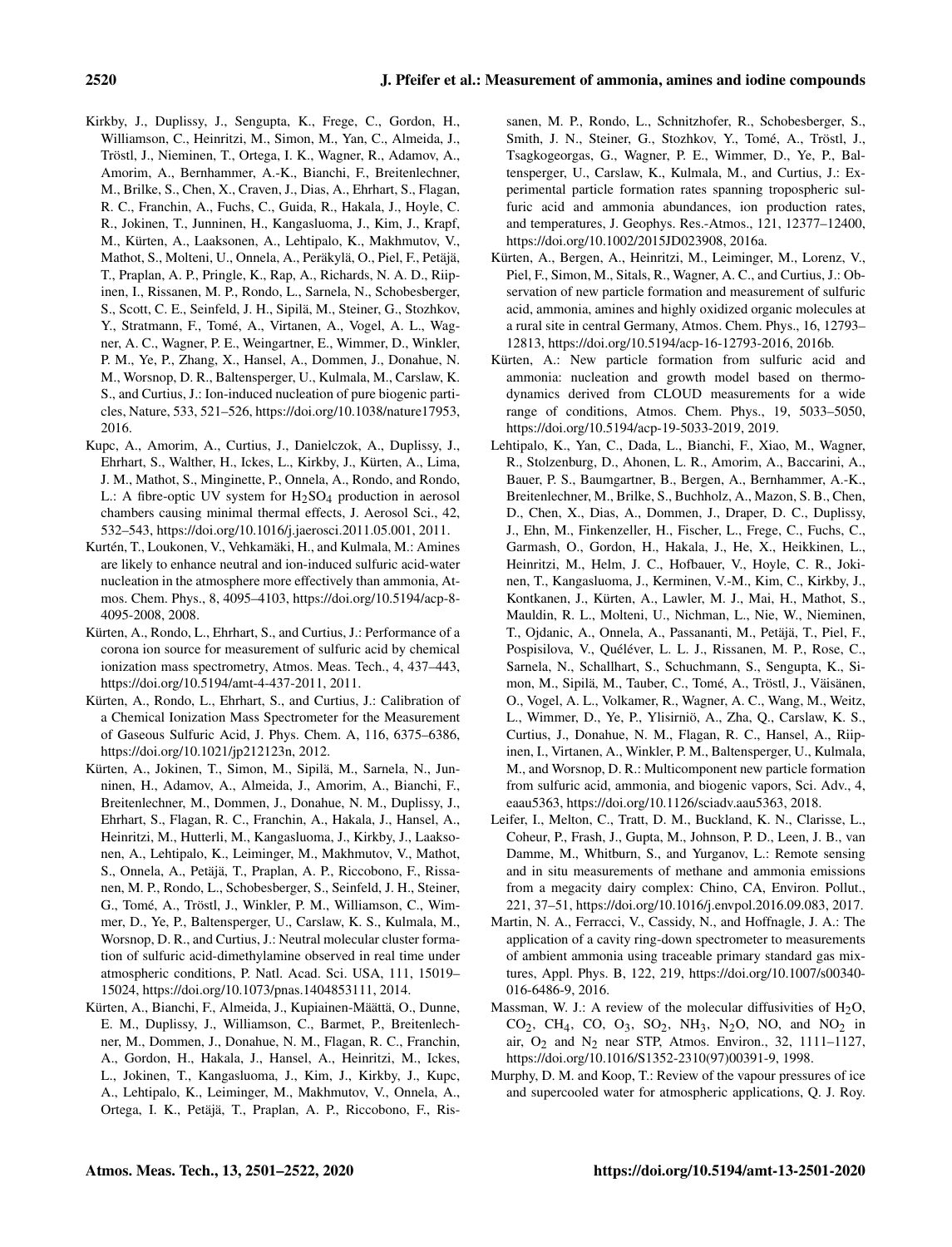Kirkby, J., Duplissy, J., Sengupta, K., Frege, C., Gordon, H., Williamson, C., Heinritzi, M., Simon, M., Yan, C., Almeida, J., Tröstl, J., Nieminen, T., Ortega, I. K., Wagner, R., Adamov, A., Amorim, A., Bernhammer, A.-K., Bianchi, F., Breitenlechner, M., Brilke, S., Chen, X., Craven, J., Dias, A., Ehrhart, S., Flagan, R. C., Franchin, A., Fuchs, C., Guida, R., Hakala, J., Hoyle, C. R., Jokinen, T., Junninen, H., Kangasluoma, J., Kim, J., Krapf, M., Kürten, A., Laaksonen, A., Lehtipalo, K., Makhmutov, V., Mathot, S., Molteni, U., Onnela, A., Peräkylä, O., Piel, F., Petäjä, T., Praplan, A. P., Pringle, K., Rap, A., Richards, N. A. D., Riipinen, I., Rissanen, M. P., Rondo, L., Sarnela, N., Schobesberger, S., Scott, C. E., Seinfeld, J. H., Sipilä, M., Steiner, G., Stozhkov, Y., Stratmann, F., Tomé, A., Virtanen, A., Vogel, A. L., Wagner, A. C., Wagner, P. E., Weingartner, E., Wimmer, D., Winkler, P. M., Ye, P., Zhang, X., Hansel, A., Dommen, J., Donahue, N. M., Worsnop, D. R., Baltensperger, U., Kulmala, M., Carslaw, K. S., and Curtius, J.: Ion-induced nucleation of pure biogenic particles, Nature, 533, 521–526, https://doi.org/10.1038/nature17953, 2016.

Kupc, A., Amorim, A., Curtius, J., Danielczok, A., Duplissy, J., Ehrhart, S., Walther, H., Ickes, L., Kirkby, J., Kürten, A., Lima, J. M., Mathot, S., Minginette, P., Onnela, A., Rondo, and Rondo, L.: A fibre-optic UV system for $H_2SO_4$ production in aerosol chambers causing minimal thermal effects, J. Aerosol Sci., 42, 532–543, https://doi.org/10.1016/j.jaerosci.2011.05.001, 2011.

Kurtén, T., Loukonen, V., Vehkamäki, H., and Kulmala, M.: Amines are likely to enhance neutral and ion-induced sulfuric acid-water nucleation in the atmosphere more effectively than ammonia, Atmos. Chem. Phys., 8, 4095–4103, https://doi.org/10.5194/acp-8-4095-2008, 2008.

Kürten, A., Rondo, L., Ehrhart, S., and Curtius, J.: Performance of a corona ion source for measurement of sulfuric acid by chemical ionization mass spectrometry, Atmos. Meas. Tech., 4, 437–443, https://doi.org/10.5194/amt-4-437-2011, 2011.

Kürten, A., Rondo, L., Ehrhart, S., and Curtius, J.: Calibration of a Chemical Ionization Mass Spectrometer for the Measurement of Gaseous Sulfuric Acid, J. Phys. Chem. A, 116, 6375–6386, https://doi.org/10.1021/jp212123n, 2012.

Kürten, A., Jokinen, T., Simon, M., Sipilä, M., Sarnela, N., Junninen, H., Adamov, A., Almeida, J., Amorim, A., Bianchi, F., Breitenlechner, M., Dommen, J., Donahue, N. M., Duplissy, J., Ehrhart, S., Flagan, R. C., Franchin, A., Hakala, J., Hansel, A., Heinritzi, M., Hutterli, M., Kangasluoma, J., Kirkby, J., Laaksonen, A., Lehtipalo, K., Leiminger, M., Makhmutov, V., Mathot, S., Onnela, A., Petäjä, T., Praplan, A. P., Riccobono, F., Rissanen, M. P., Rondo, L., Schobesberger, S., Seinfeld, J. H., Steiner, G., Tomé, A., Tröstl, J., Winkler, P. M., Williamson, C., Wimmer, D., Ye, P., Baltensperger, U., Carslaw, K. S., Kulmala, M., Worsnop, D. R., and Curtius, J.: Neutral molecular cluster formation of sulfuric acid-dimethylamine observed in real time under atmospheric conditions, P. Natl. Acad. Sci. USA, 111, 15019–15024, https://doi.org/10.1073/pnas.1404853111, 2014.

Kürten, A., Bianchi, F., Almeida, J., Kupiainen-Määttä, O., Dunne, E. M., Duplissy, J., Williamson, C., Barmet, P., Breitenlechner, M., Dommen, J., Donahue, N. M., Flagan, R. C., Franchin, A., Gordon, H., Hakala, J., Hansel, A., Heinritzi, M., Ickes, L., Jokinen, T., Kangasluoma, J., Kim, J., Kirkby, J., Kupc, A., Lehtipalo, K., Leiminger, M., Makhmutov, V., Onnela, A., Ortega, I. K., Petäjä, T., Praplan, A. P., Riccobono, F., Rissanen, M. P., Rondo, L., Schnitzhofer, R., Schobesberger, S., Smith, J. N., Steiner, G., Stozhkov, Y., Tomé, A., Tröstl, J., Tsagkogeorgas, G., Wagner, P. E., Wimmer, D., Ye, P., Baltensperger, U., Carslaw, K., Kulmala, M., and Curtius, J.: Experimental particle formation rates spanning tropospheric sulfuric acid and ammonia abundances, ion production rates, and temperatures, J. Geophys. Res.-Atmos., 121, 12377–12400, https://doi.org/10.1002/2015JD023908, 2016a.

Kürten, A., Bergen, A., Heinritzi, M., Leiminger, M., Lorenz, V., Piel, F., Simon, M., Sitals, R., Wagner, A. C., and Curtius, J.: Observation of new particle formation and measurement of sulfuric acid, ammonia, amines and highly oxidized organic molecules at a rural site in central Germany, Atmos. Chem. Phys., 16, 12793–12813, https://doi.org/10.5194/acp-16-12793-2016, 2016b.

Kürten, A.: New particle formation from sulfuric acid and ammonia: nucleation and growth model based on thermodynamics derived from CLOUD measurements for a wide range of conditions, Atmos. Chem. Phys., 19, 5033–5050, https://doi.org/10.5194/acp-19-5033-2019, 2019.

Lehtipalo, K., Yan, C., Dada, L., Bianchi, F., Xiao, M., Wagner, R., Stolzenburg, D., Ahonen, L. R., Amorim, A., Baccarini, A., Bauer, P. S., Baumgartner, B., Bergen, A., Bernhammer, A.-K., Breitenlechner, M., Brilke, S., Buchholz, A., Mazon, S. B., Chen, D., Chen, X., Dias, A., Dommen, J., Draper, D. C., Duplissy, J., Ehn, M., Finkenzeller, H., Fischer, L., Frege, C., Fuchs, C., Garmash, O., Gordon, H., Hakala, J., He, X., Heikkinen, L., Heinritzi, M., Helm, J. C., Hofbauer, V., Hoyle, C. R., Jokinen, T., Kangasluoma, J., Kerminen, V.-M., Kim, C., Kirkby, J., Kontkanen, J., Kürten, A., Lawler, M. J., Mai, H., Mathot, S., Mauldin, R. L., Molteni, U., Nichman, L., Nie, W., Nieminen, T., Ojdanic, A., Onnela, A., Passananti, M., Petäjä, T., Piel, F., Pospisilova, V., Quéléver, L. L. J., Rissanen, M. P., Rose, C., Sarnela, N., Schallhart, S., Schuchmann, S., Sengupta, K., Simon, M., Sipilä, M., Tauber, C., Tomé, A., Tröstl, J., Väisänen, O., Vogel, A. L., Volkamer, R., Wagner, A. C., Wang, M., Weitz, L., Wimmer, D., Ye, P., Ylisirniö, A., Zha, Q., Carslaw, K. S., Curtius, J., Donahue, N. M., Flagan, R. C., Hansel, A., Riipinen, I., Virtanen, A., Winkler, P. M., Baltensperger, U., Kulmala, M., and Worsnop, D. R.: Multicomponent new particle formation from sulfuric acid, ammonia, and biogenic vapors, Sci. Adv., 4, eaau5363, https://doi.org/10.1126/sciadv.aau5363, 2018.

Leifer, I., Melton, C., Tratt, D. M., Buckland, K. N., Clarisse, L., Coheur, P., Frash, J., Gupta, M., Johnson, P. D., Leen, J. B., van Damme, M., Whitburn, S., and Yurganov, L.: Remote sensing and in situ measurements of methane and ammonia emissions from a megacity dairy complex: Chino, CA, Environ. Pollut., 221, 37–51, https://doi.org/10.1016/j.envpol.2016.09.083, 2017.

Martin, N. A., Ferracci, V., Cassidy, N., and Hoffnagle, J. A.: The application of a cavity ring-down spectrometer to measurements of ambient ammonia using traceable primary standard gas mixtures, Appl. Phys. B, 122, 219, https://doi.org/10.1007/s00340-016-6486-9, 2016.

Massman, W. J.: A review of the molecular diffusivities of $H_2O$, $CO_2$, $CH_4$, CO, $O_3$, $SO_2$, $NH_3$, $N_2O$, NO, and $NO_2$ in air, $O_2$ and $N_2$ near STP, Atmos. Environ., 32, 1111–1127, https://doi.org/10.1016/S1352-2310(97)00391-9, 1998.

Murphy, D. M. and Koop, T.: Review of the vapour pressures of ice and supercooled water for atmospheric applications, Q. J. Roy.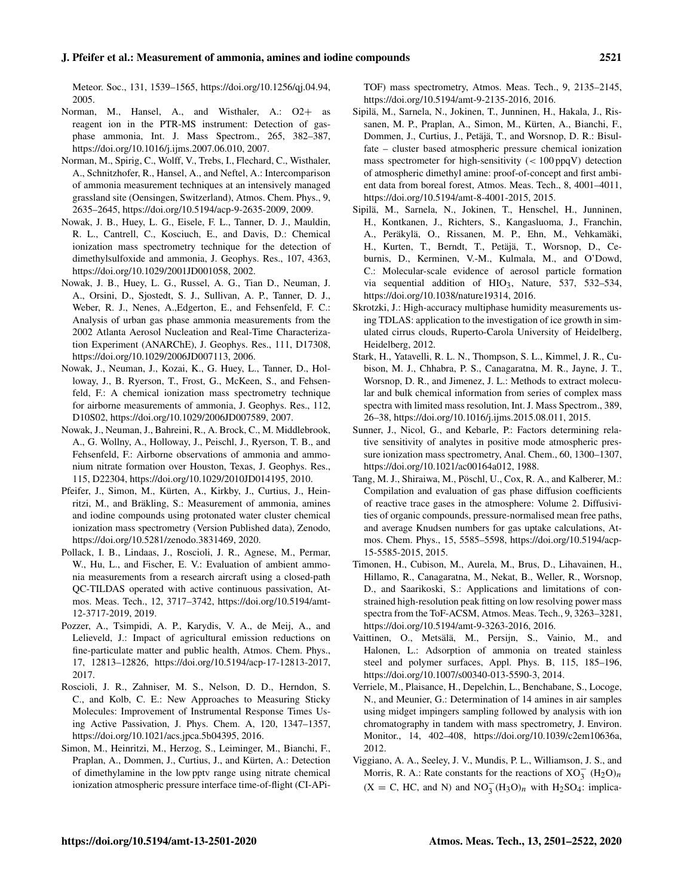Meteor. Soc., 131, 1539–1565, https://doi.org/10.1256/qj.04.94, 2005.

Norman, M., Hansel, A., and Wisthaler, A.: O2+ as reagent ion in the PTR-MS instrument: Detection of gas-phase ammonia, Int. J. Mass Spectrom., 265, 382–387, https://doi.org/10.1016/j.ijms.2007.06.010, 2007.

Norman, M., Spirig, C., Wolff, V., Trebs, I., Flechard, C., Wisthaler, A., Schnitzhofer, R., Hansel, A., and Neftel, A.: Intercomparison of ammonia measurement techniques at an intensively managed grassland site (Oensingen, Switzerland), Atmos. Chem. Phys., 9, 2635–2645, https://doi.org/10.5194/acp-9-2635-2009, 2009.

Nowak, J. B., Huey, L. G., Eisele, F. L., Tanner, D. J., Mauldin, R. L., Cantrell, C., Kosciuch, E., and Davis, D.: Chemical ionization mass spectrometry technique for the detection of dimethylsulfoxide and ammonia, J. Geophys. Res., 107, 4363, https://doi.org/10.1029/2001JD001058, 2002.

Nowak, J. B., Huey, L. G., Russel, A. G., Tian D., Neuman, J. A., Orsini, D., Sjostedt, S. J., Sullivan, A. P., Tanner, D. J., Weber, R. J., Nenes, A.,Edgerton, E., and Fehsenfeld, F. C.: Analysis of urban gas phase ammonia measurements from the 2002 Atlanta Aerosol Nucleation and Real-Time Characterization Experiment (ANARChE), J. Geophys. Res., 111, D17308, https://doi.org/10.1029/2006JD007113, 2006.

Nowak, J., Neuman, J., Kozai, K., G. Huey, L., Tanner, D., Holloway, J., B. Ryerson, T., Frost, G., McKeen, S., and Fehsenfeld, F.: A chemical ionization mass spectrometry technique for airborne measurements of ammonia, J. Geophys. Res., 112, D10S02, https://doi.org/10.1029/2006JD007589, 2007.

Nowak, J., Neuman, J., Bahreini, R., A. Brock, C., M. Middlebrook, A., G. Wollny, A., Holloway, J., Peischl, J., Ryerson, T. B., and Fehsenfeld, F.: Airborne observations of ammonia and ammonium nitrate formation over Houston, Texas, J. Geophys. Res., 115, D22304, https://doi.org/10.1029/2010JD014195, 2010.

Pfeifer, J., Simon, M., Kürten, A., Kirkby, J., Curtius, J., Heinritzi, M., and Bräkling, S.: Measurement of ammonia, amines and iodine compounds using protonated water cluster chemical ionization mass spectrometry (Version Published data), Zenodo, https://doi.org/10.5281/zenodo.3831469, 2020.

Pollack, I. B., Lindaas, J., Roscioli, J. R., Agnese, M., Permar, W., Hu, L., and Fischer, E. V.: Evaluation of ambient ammonia measurements from a research aircraft using a closed-path QC-TILDAS operated with active continuous passivation, Atmos. Meas. Tech., 12, 3717–3742, https://doi.org/10.5194/amt-12-3717-2019, 2019.

Pozzer, A., Tsimpidi, A. P., Karydis, V. A., de Meij, A., and Lelieveld, J.: Impact of agricultural emission reductions on fine-particulate matter and public health, Atmos. Chem. Phys., 17, 12813–12826, https://doi.org/10.5194/acp-17-12813-2017, 2017.

Roscioli, J. R., Zahniser, M. S., Nelson, D. D., Herndon, S. C., and Kolb, C. E.: New Approaches to Measuring Sticky Molecules: Improvement of Instrumental Response Times Using Active Passivation, J. Phys. Chem. A, 120, 1347–1357, https://doi.org/10.1021/acs.jpca.5b04395, 2016.

Simon, M., Heinritzi, M., Herzog, S., Leiminger, M., Bianchi, F., Praplan, A., Dommen, J., Curtius, J., and Kürten, A.: Detection of dimethylamine in the low pptv range using nitrate chemical ionization atmospheric pressure interface time-of-flight (CI-APi-TOF) mass spectrometry, Atmos. Meas. Tech., 9, 2135–2145, https://doi.org/10.5194/amt-9-2135-2016, 2016.

Sipilä, M., Sarnela, N., Jokinen, T., Junninen, H., Hakala, J., Rissanen, M. P., Praplan, A., Simon, M., Kürten, A., Bianchi, F., Dommen, J., Curtius, J., Petäjä, T., and Worsnop, D. R.: Bisulfate – cluster based atmospheric pressure chemical ionization mass spectrometer for high-sensitivity ($< 100$ ppqV) detection of atmospheric dimethyl amine: proof-of-concept and first ambient data from boreal forest, Atmos. Meas. Tech., 8, 4001–4011, https://doi.org/10.5194/amt-8-4001-2015, 2015.

Sipilä, M., Sarnela, N., Jokinen, T., Henschel, H., Junninen, H., Kontkanen, J., Richters, S., Kangasluoma, J., Franchin, A., Peräkylä, O., Rissanen, M. P., Ehn, M., Vehkamäki, H., Kurten, T., Berndt, T., Petäjä, T., Worsnop, D., Ceburnis, D., Kerminen, V.-M., Kulmala, M., and O'Dowd, C.: Molecular-scale evidence of aerosol particle formation via sequential addition of $HIO_3$, Nature, 537, 532–534, https://doi.org/10.1038/nature19314, 2016.

Skrotzki, J.: High-accuracy multiphase humidity measurements using TDLAS: application to the investigation of ice growth in simulated cirrus clouds, Ruperto-Carola University of Heidelberg, Heidelberg, 2012.

Stark, H., Yatavelli, R. L. N., Thompson, S. L., Kimmel, J. R., Cubison, M. J., Chhabra, P. S., Canagaratna, M. R., Jayne, J. T., Worsnop, D. R., and Jimenez, J. L.: Methods to extract molecular and bulk chemical information from series of complex mass spectra with limited mass resolution, Int. J. Mass Spectrom., 389, 26–38, https://doi.org/10.1016/j.ijms.2015.08.011, 2015.

Sunner, J., Nicol, G., and Kebarle, P.: Factors determining relative sensitivity of analytes in positive mode atmospheric pressure ionization mass spectrometry, Anal. Chem., 60, 1300–1307, https://doi.org/10.1021/ac00164a012, 1988.

Tang, M. J., Shiraiwa, M., Pöschl, U., Cox, R. A., and Kalberer, M.: Compilation and evaluation of gas phase diffusion coefficients of reactive trace gases in the atmosphere: Volume 2. Diffusivities of organic compounds, pressure-normalised mean free paths, and average Knudsen numbers for gas uptake calculations, Atmos. Chem. Phys., 15, 5585–5598, https://doi.org/10.5194/acp-15-5585-2015, 2015.

Timonen, H., Cubison, M., Aurela, M., Brus, D., Lihavainen, H., Hillamo, R., Canagaratna, M., Nekat, B., Weller, R., Worsnop, D., and Saarikoski, S.: Applications and limitations of constrained high-resolution peak fitting on low resolving power mass spectra from the ToF-ACSM, Atmos. Meas. Tech., 9, 3263–3281, https://doi.org/10.5194/amt-9-3263-2016, 2016.

Vaittinen, O., Metsälä, M., Persijn, S., Vainio, M., and Halonen, L.: Adsorption of ammonia on treated stainless steel and polymer surfaces, Appl. Phys. B, 115, 185–196, https://doi.org/10.1007/s00340-013-5590-3, 2014.

Verriele, M., Plaisance, H., Depelchin, L., Benchabane, S., Locoge, N., and Meunier, G.: Determination of 14 amines in air samples using midget impingers sampling followed by analysis with ion chromatography in tandem with mass spectrometry, J. Environ. Monitor., 14, 402–408, https://doi.org/10.1039/c2em10636a, 2012.

Viggiano, A. A., Seeley, J. V., Mundis, P. L., Williamson, J. S., and Morris, R. A.: Rate constants for the reactions of $XO_3^-(H_2O)_n$ (X = C, HC, and N) and $NO_3^-(H_3O)_n$ with $H_2SO_4$: implica-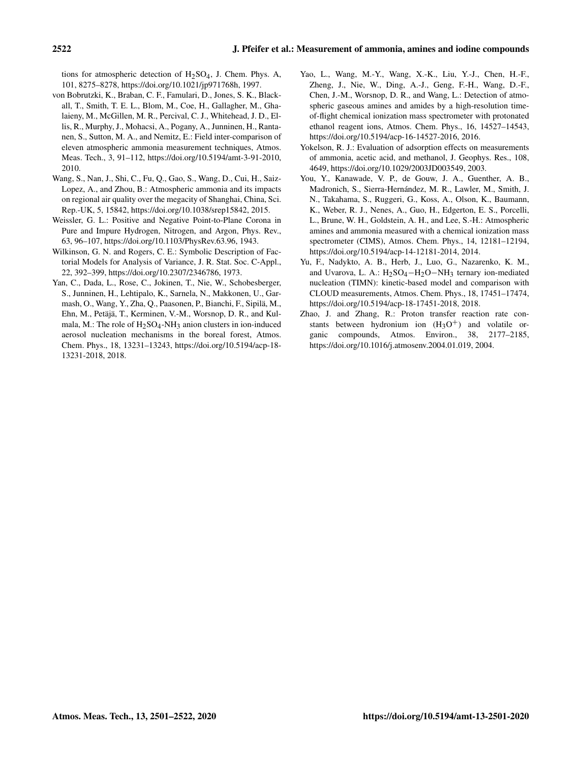tions for atmospheric detection of $H_2SO_4$, J. Chem. Phys. A, 101, 8275–8278, https://doi.org/10.1021/jp971768h, 1997.

von Bobrutzki, K., Braban, C. F., Famulari, D., Jones, S. K., Blackall, T., Smith, T. E. L., Blom, M., Coe, H., Gallagher, M., Ghalaieny, M., McGillen, M. R., Percival, C. J., Whitehead, J. D., Ellis, R., Murphy, J., Mohacsi, A., Pogany, A., Junninen, H., Rantanen, S., Sutton, M. A., and Nemitz, E.: Field inter-comparison of eleven atmospheric ammonia measurement techniques, Atmos. Meas. Tech., 3, 91–112, https://doi.org/10.5194/amt-3-91-2010, 2010.

Wang, S., Nan, J., Shi, C., Fu, Q., Gao, S., Wang, D., Cui, H., Saiz-Lopez, A., and Zhou, B.: Atmospheric ammonia and its impacts on regional air quality over the megacity of Shanghai, China, Sci. Rep.-UK, 5, 15842, https://doi.org/10.1038/srep15842, 2015.

Weissler, G. L.: Positive and Negative Point-to-Plane Corona in Pure and Impure Hydrogen, Nitrogen, and Argon, Phys. Rev., 63, 96–107, https://doi.org/10.1103/PhysRev.63.96, 1943.

Wilkinson, G. N. and Rogers, C. E.: Symbolic Description of Factorial Models for Analysis of Variance, J. R. Stat. Soc. C-Appl., 22, 392–399, https://doi.org/10.2307/2346786, 1973.

Yan, C., Dada, L., Rose, C., Jokinen, T., Nie, W., Schobesberger, S., Junninen, H., Lehtipalo, K., Sarnela, N., Makkonen, U., Garmash, O., Wang, Y., Zha, Q., Paasonen, P., Bianchi, F., Sipilä, M., Ehn, M., Petäjä, T., Kerminen, V.-M., Worsnop, D. R., and Kulmala, M.: The role of $H_2SO_4$-$NH_3$ anion clusters in ion-induced aerosol nucleation mechanisms in the boreal forest, Atmos. Chem. Phys., 18, 13231–13243, https://doi.org/10.5194/acp-18-13231-2018, 2018.

Yao, L., Wang, M.-Y., Wang, X.-K., Liu, Y.-J., Chen, H.-F., Zheng, J., Nie, W., Ding, A.-J., Geng, F.-H., Wang, D.-F., Chen, J.-M., Worsnop, D. R., and Wang, L.: Detection of atmospheric gaseous amines and amides by a high-resolution time-of-flight chemical ionization mass spectrometer with protonated ethanol reagent ions, Atmos. Chem. Phys., 16, 14527–14543, https://doi.org/10.5194/acp-16-14527-2016, 2016.

Yokelson, R. J.: Evaluation of adsorption effects on measurements of ammonia, acetic acid, and methanol, J. Geophys. Res., 108, 4649, https://doi.org/10.1029/2003JD003549, 2003.

You, Y., Kanawade, V. P., de Gouw, J. A., Guenther, A. B., Madronich, S., Sierra-Hernández, M. R., Lawler, M., Smith, J. N., Takahama, S., Ruggeri, G., Koss, A., Olson, K., Baumann, K., Weber, R. J., Nenes, A., Guo, H., Edgerton, E. S., Porcelli, L., Brune, W. H., Goldstein, A. H., and Lee, S.-H.: Atmospheric amines and ammonia measured with a chemical ionization mass spectrometer (CIMS), Atmos. Chem. Phys., 14, 12181–12194, https://doi.org/10.5194/acp-14-12181-2014, 2014.

Yu, F., Nadykto, A. B., Herb, J., Luo, G., Nazarenko, K. M., and Uvarova, L. A.: $H_2SO_4-H_2O-NH_3$ ternary ion-mediated nucleation (TIMN): kinetic-based model and comparison with CLOUD measurements, Atmos. Chem. Phys., 18, 17451–17474, https://doi.org/10.5194/acp-18-17451-2018, 2018.

Zhao, J. and Zhang, R.: Proton transfer reaction rate constants between hydronium ion ($H_3O^+$) and volatile organic compounds, Atmos. Environ., 38, 2177–2185, https://doi.org/10.1016/j.atmosenv.2004.01.019, 2004.